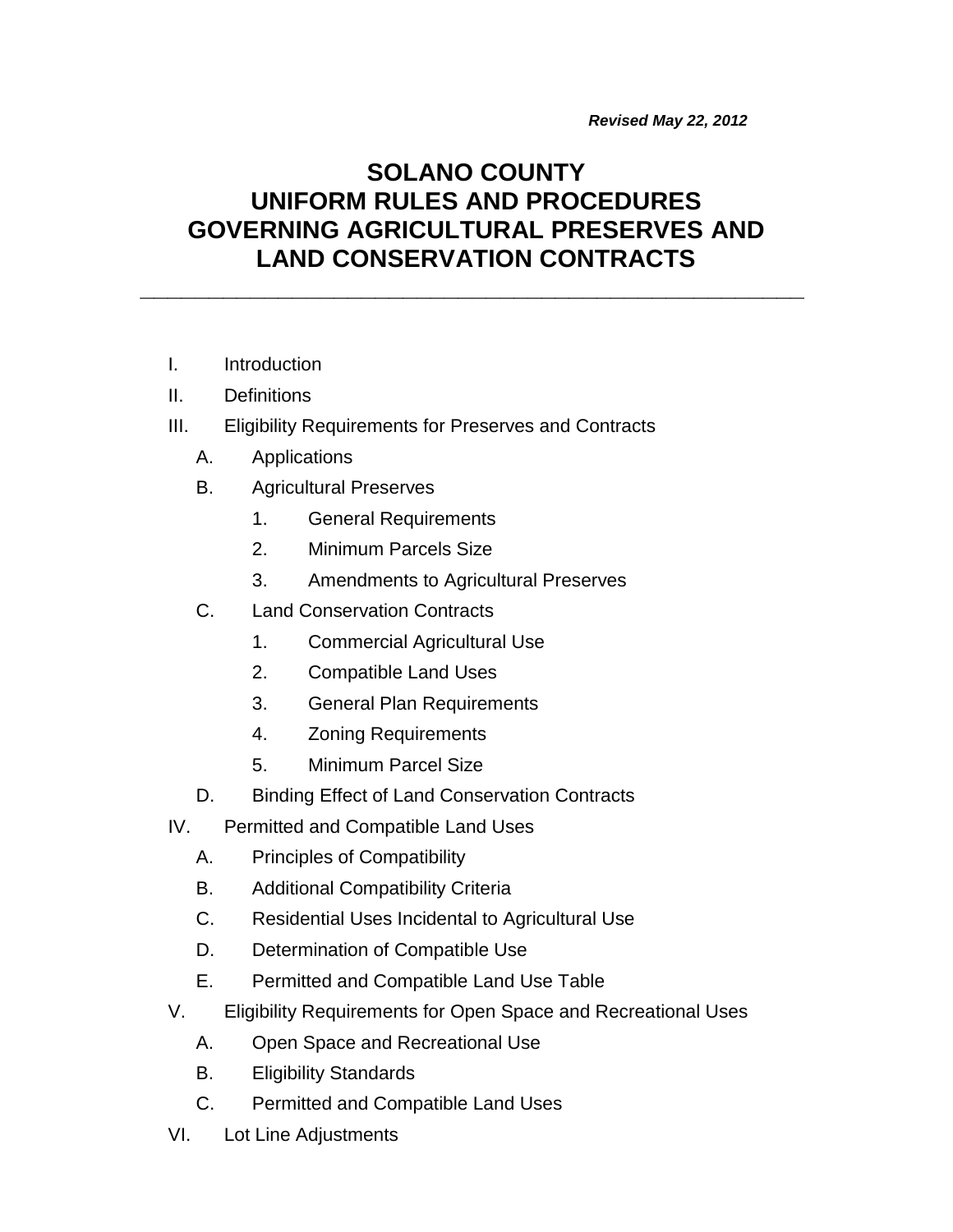*Revised May 22, 2012*

# SOLANO COUNTY
# UNIFORM RULES AND PROCEDURES
# GOVERNING AGRICULTURAL PRESERVES AND
# LAND CONSERVATION CONTRACTS

---

- I. Introduction
- II. Definitions
- III. Eligibility Requirements for Preserves and Contracts
  - A. Applications
  - B. Agricultural Preserves
    - 1. General Requirements
    - 2. Minimum Parcels Size
    - 3. Amendments to Agricultural Preserves
  - C. Land Conservation Contracts
    - 1. Commercial Agricultural Use
    - 2. Compatible Land Uses
    - 3. General Plan Requirements
    - 4. Zoning Requirements
    - 5. Minimum Parcel Size
  - D. Binding Effect of Land Conservation Contracts
- IV. Permitted and Compatible Land Uses
  - A. Principles of Compatibility
  - B. Additional Compatibility Criteria
  - C. Residential Uses Incidental to Agricultural Use
  - D. Determination of Compatible Use
  - E. Permitted and Compatible Land Use Table
- V. Eligibility Requirements for Open Space and Recreational Uses
  - A. Open Space and Recreational Use
  - B. Eligibility Standards
  - C. Permitted and Compatible Land Uses
- VI. Lot Line Adjustments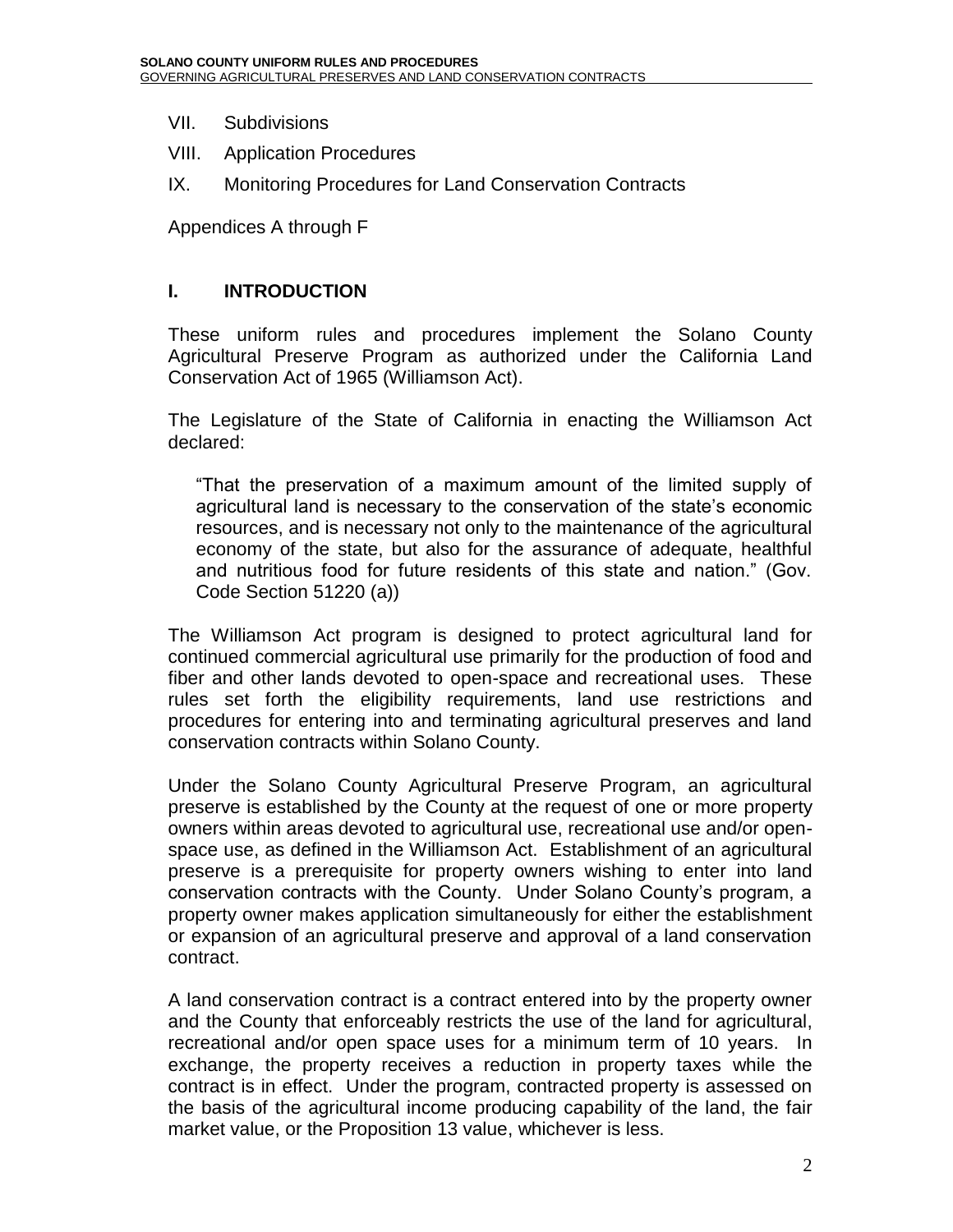VII. Subdivisions

VIII. Application Procedures

IX. Monitoring Procedures for Land Conservation Contracts

Appendices A through F

## I. INTRODUCTION

These uniform rules and procedures implement the Solano County Agricultural Preserve Program as authorized under the California Land Conservation Act of 1965 (Williamson Act).

The Legislature of the State of California in enacting the Williamson Act declared:

> "That the preservation of a maximum amount of the limited supply of agricultural land is necessary to the conservation of the state's economic resources, and is necessary not only to the maintenance of the agricultural economy of the state, but also for the assurance of adequate, healthful and nutritious food for future residents of this state and nation." (Gov. Code Section 51220 (a))

The Williamson Act program is designed to protect agricultural land for continued commercial agricultural use primarily for the production of food and fiber and other lands devoted to open-space and recreational uses. These rules set forth the eligibility requirements, land use restrictions and procedures for entering into and terminating agricultural preserves and land conservation contracts within Solano County.

Under the Solano County Agricultural Preserve Program, an agricultural preserve is established by the County at the request of one or more property owners within areas devoted to agricultural use, recreational use and/or open-space use, as defined in the Williamson Act. Establishment of an agricultural preserve is a prerequisite for property owners wishing to enter into land conservation contracts with the County. Under Solano County's program, a property owner makes application simultaneously for either the establishment or expansion of an agricultural preserve and approval of a land conservation contract.

A land conservation contract is a contract entered into by the property owner and the County that enforceably restricts the use of the land for agricultural, recreational and/or open space uses for a minimum term of 10 years. In exchange, the property receives a reduction in property taxes while the contract is in effect. Under the program, contracted property is assessed on the basis of the agricultural income producing capability of the land, the fair market value, or the Proposition 13 value, whichever is less.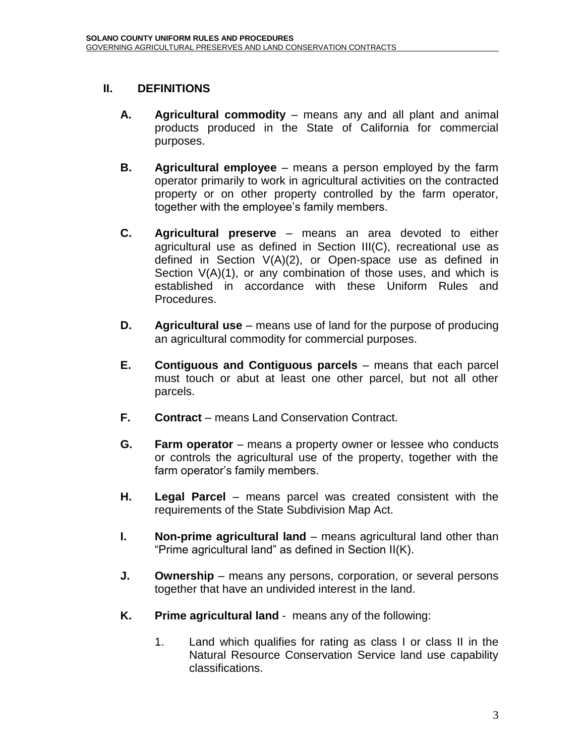## II. DEFINITIONS

**A. Agricultural commodity** – means any and all plant and animal products produced in the State of California for commercial purposes.

**B. Agricultural employee** – means a person employed by the farm operator primarily to work in agricultural activities on the contracted property or on other property controlled by the farm operator, together with the employee's family members.

**C. Agricultural preserve** – means an area devoted to either agricultural use as defined in Section III(C), recreational use as defined in Section V(A)(2), or Open-space use as defined in Section V(A)(1), or any combination of those uses, and which is established in accordance with these Uniform Rules and Procedures.

**D. Agricultural use** – means use of land for the purpose of producing an agricultural commodity for commercial purposes.

**E. Contiguous and Contiguous parcels** – means that each parcel must touch or abut at least one other parcel, but not all other parcels.

**F. Contract** – means Land Conservation Contract.

**G. Farm operator** – means a property owner or lessee who conducts or controls the agricultural use of the property, together with the farm operator's family members.

**H. Legal Parcel** – means parcel was created consistent with the requirements of the State Subdivision Map Act.

**I. Non-prime agricultural land** – means agricultural land other than "Prime agricultural land" as defined in Section II(K).

**J. Ownership** – means any persons, corporation, or several persons together that have an undivided interest in the land.

**K. Prime agricultural land** - means any of the following:

1. Land which qualifies for rating as class I or class II in the Natural Resource Conservation Service land use capability classifications.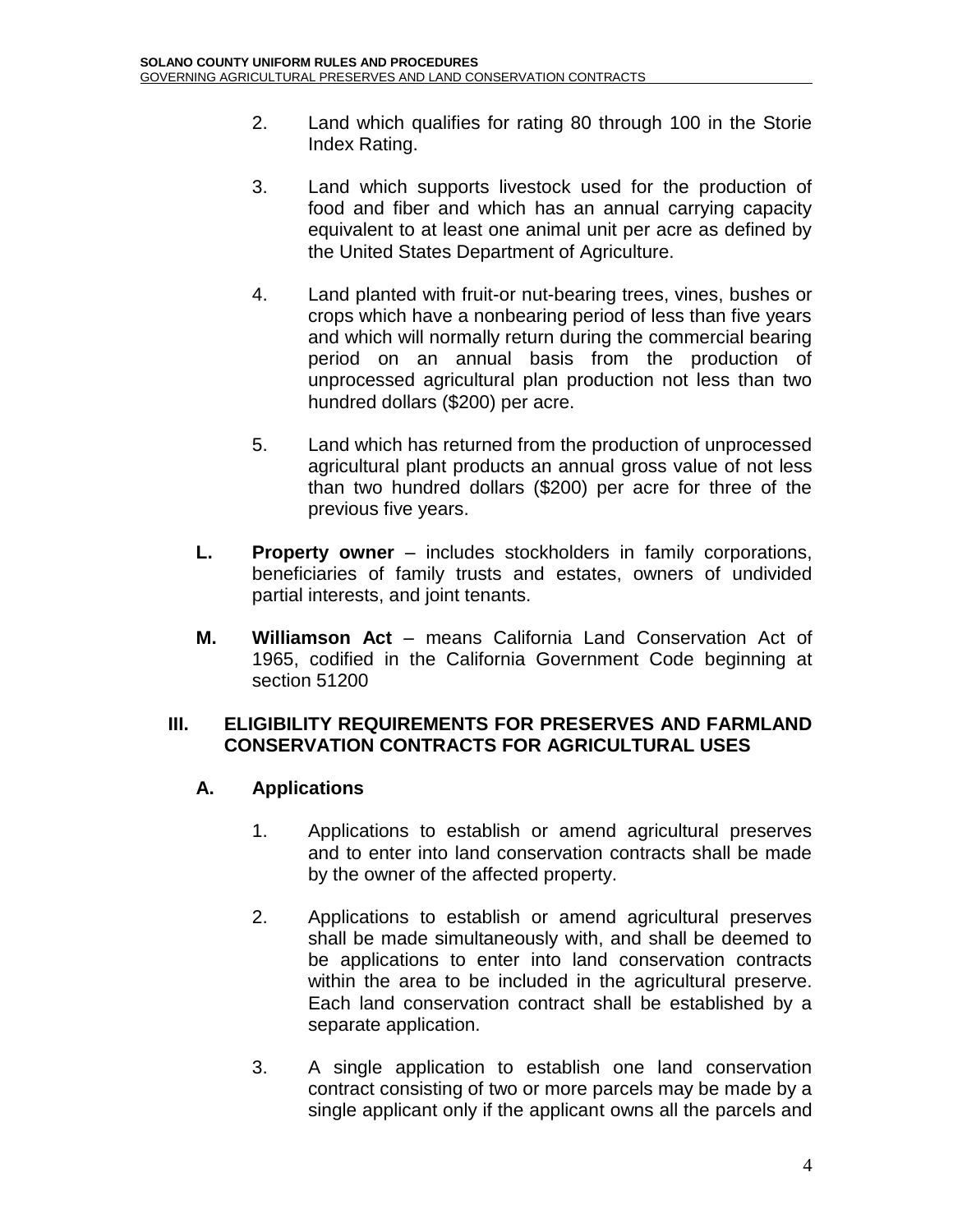2. Land which qualifies for rating 80 through 100 in the Storie Index Rating.

3. Land which supports livestock used for the production of food and fiber and which has an annual carrying capacity equivalent to at least one animal unit per acre as defined by the United States Department of Agriculture.

4. Land planted with fruit-or nut-bearing trees, vines, bushes or crops which have a nonbearing period of less than five years and which will normally return during the commercial bearing period on an annual basis from the production of unprocessed agricultural plan production not less than two hundred dollars ($200) per acre.

5. Land which has returned from the production of unprocessed agricultural plant products an annual gross value of not less than two hundred dollars ($200) per acre for three of the previous five years.

**L. Property owner** – includes stockholders in family corporations, beneficiaries of family trusts and estates, owners of undivided partial interests, and joint tenants.

**M. Williamson Act** – means California Land Conservation Act of 1965, codified in the California Government Code beginning at section 51200

## III. ELIGIBILITY REQUIREMENTS FOR PRESERVES AND FARMLAND CONSERVATION CONTRACTS FOR AGRICULTURAL USES

### A. Applications

1. Applications to establish or amend agricultural preserves and to enter into land conservation contracts shall be made by the owner of the affected property.

2. Applications to establish or amend agricultural preserves shall be made simultaneously with, and shall be deemed to be applications to enter into land conservation contracts within the area to be included in the agricultural preserve. Each land conservation contract shall be established by a separate application.

3. A single application to establish one land conservation contract consisting of two or more parcels may be made by a single applicant only if the applicant owns all the parcels and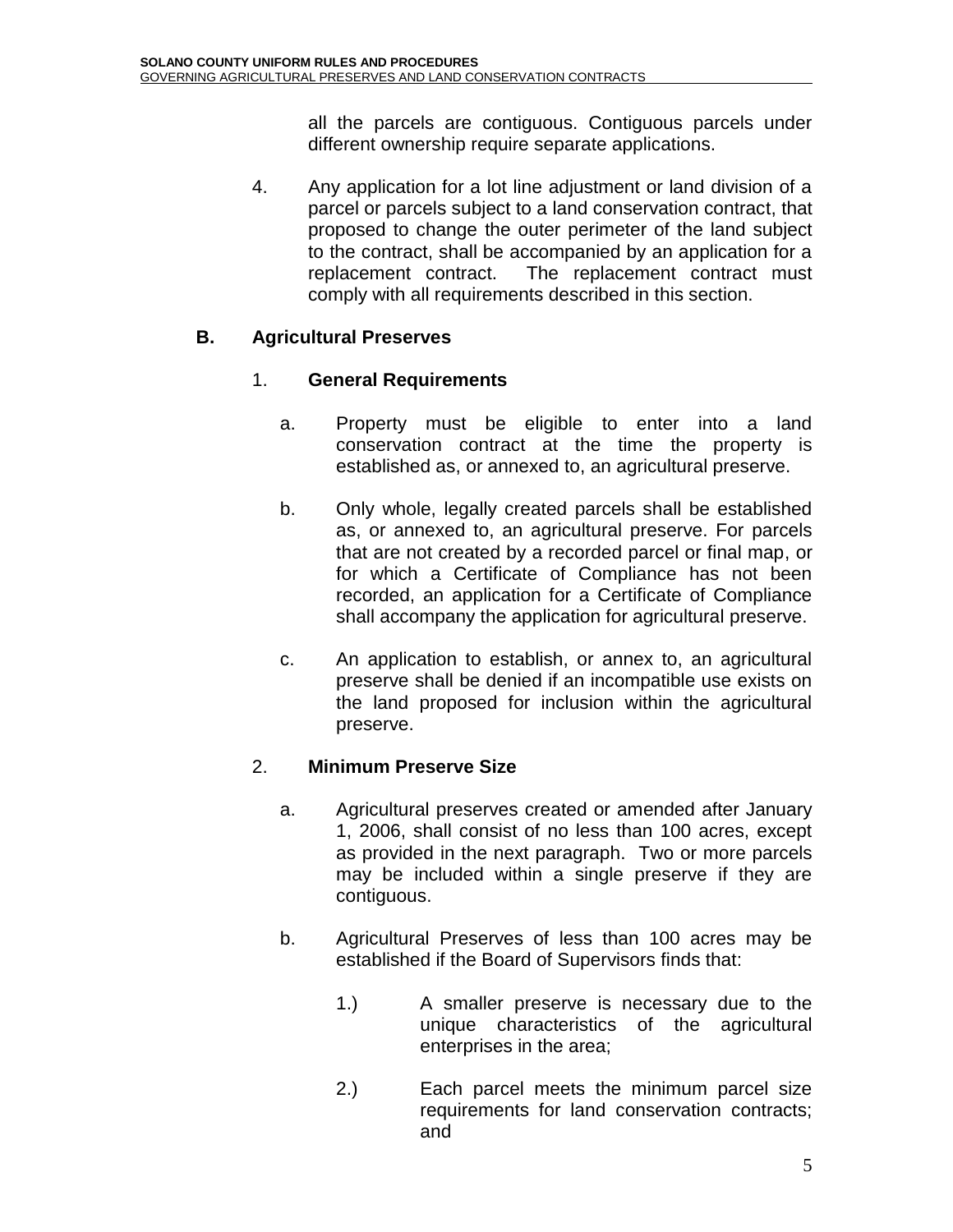all the parcels are contiguous. Contiguous parcels under different ownership require separate applications.

4. Any application for a lot line adjustment or land division of a parcel or parcels subject to a land conservation contract, that proposed to change the outer perimeter of the land subject to the contract, shall be accompanied by an application for a replacement contract. The replacement contract must comply with all requirements described in this section.

## B. Agricultural Preserves

### 1. General Requirements

a. Property must be eligible to enter into a land conservation contract at the time the property is established as, or annexed to, an agricultural preserve.

b. Only whole, legally created parcels shall be established as, or annexed to, an agricultural preserve. For parcels that are not created by a recorded parcel or final map, or for which a Certificate of Compliance has not been recorded, an application for a Certificate of Compliance shall accompany the application for agricultural preserve.

c. An application to establish, or annex to, an agricultural preserve shall be denied if an incompatible use exists on the land proposed for inclusion within the agricultural preserve.

### 2. Minimum Preserve Size

a. Agricultural preserves created or amended after January 1, 2006, shall consist of no less than 100 acres, except as provided in the next paragraph. Two or more parcels may be included within a single preserve if they are contiguous.

b. Agricultural Preserves of less than 100 acres may be established if the Board of Supervisors finds that:

1.) A smaller preserve is necessary due to the unique characteristics of the agricultural enterprises in the area;

2.) Each parcel meets the minimum parcel size requirements for land conservation contracts; and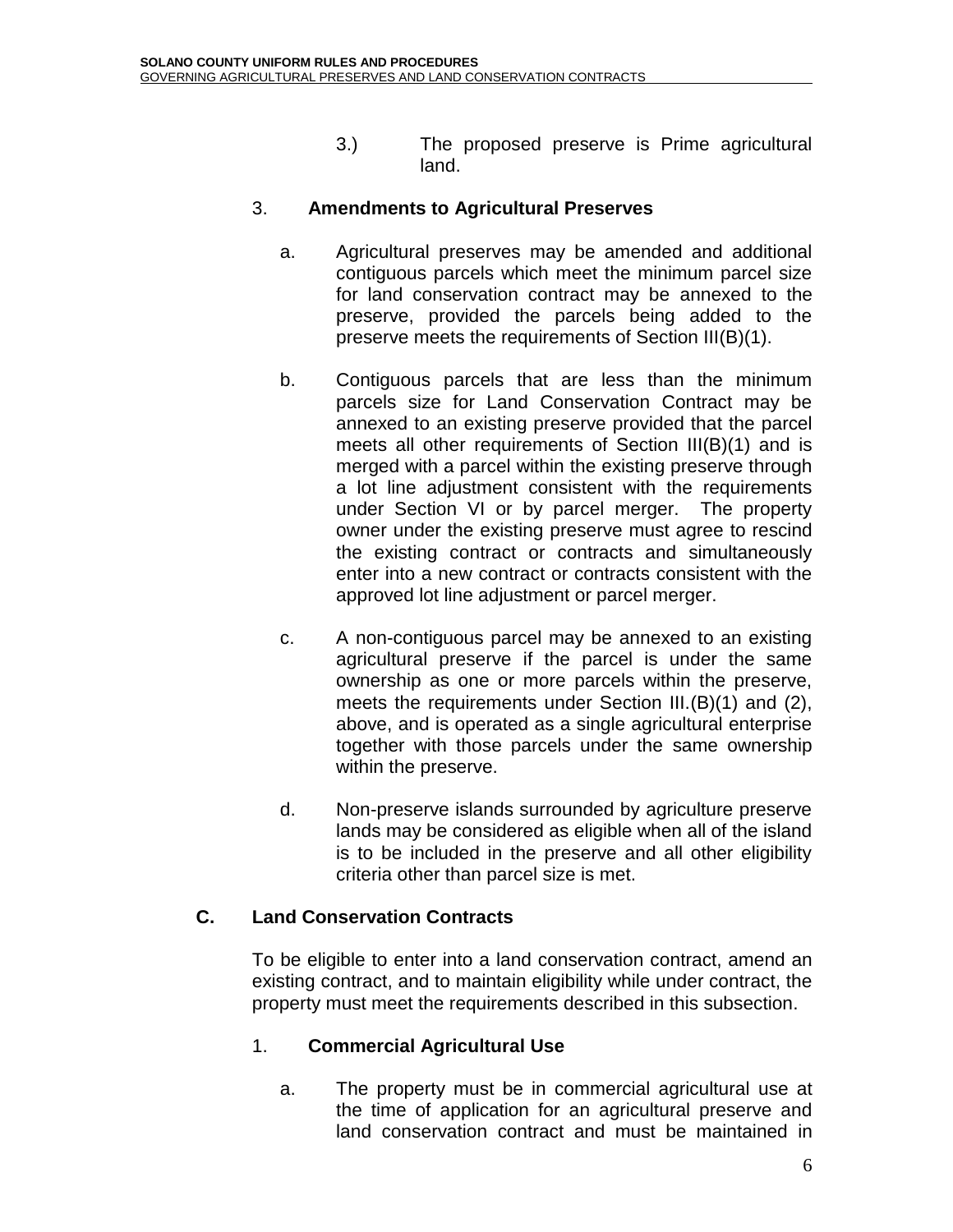3.) The proposed preserve is Prime agricultural land.

### 3. Amendments to Agricultural Preserves

a. Agricultural preserves may be amended and additional contiguous parcels which meet the minimum parcel size for land conservation contract may be annexed to the preserve, provided the parcels being added to the preserve meets the requirements of Section III(B)(1).

b. Contiguous parcels that are less than the minimum parcels size for Land Conservation Contract may be annexed to an existing preserve provided that the parcel meets all other requirements of Section III(B)(1) and is merged with a parcel within the existing preserve through a lot line adjustment consistent with the requirements under Section VI or by parcel merger. The property owner under the existing preserve must agree to rescind the existing contract or contracts and simultaneously enter into a new contract or contracts consistent with the approved lot line adjustment or parcel merger.

c. A non-contiguous parcel may be annexed to an existing agricultural preserve if the parcel is under the same ownership as one or more parcels within the preserve, meets the requirements under Section III.(B)(1) and (2), above, and is operated as a single agricultural enterprise together with those parcels under the same ownership within the preserve.

d. Non-preserve islands surrounded by agriculture preserve lands may be considered as eligible when all of the island is to be included in the preserve and all other eligibility criteria other than parcel size is met.

## C. Land Conservation Contracts

To be eligible to enter into a land conservation contract, amend an existing contract, and to maintain eligibility while under contract, the property must meet the requirements described in this subsection.

### 1. Commercial Agricultural Use

a. The property must be in commercial agricultural use at the time of application for an agricultural preserve and land conservation contract and must be maintained in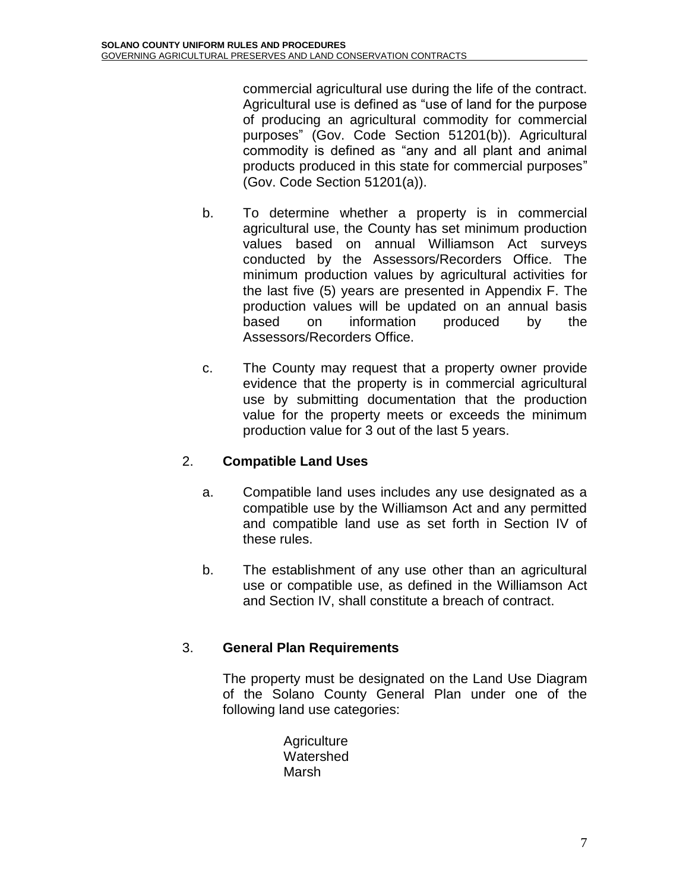commercial agricultural use during the life of the contract. Agricultural use is defined as "use of land for the purpose of producing an agricultural commodity for commercial purposes" (Gov. Code Section 51201(b)). Agricultural commodity is defined as "any and all plant and animal products produced in this state for commercial purposes" (Gov. Code Section 51201(a)).

b. To determine whether a property is in commercial agricultural use, the County has set minimum production values based on annual Williamson Act surveys conducted by the Assessors/Recorders Office. The minimum production values by agricultural activities for the last five (5) years are presented in Appendix F. The production values will be updated on an annual basis based on information produced by the Assessors/Recorders Office.

c. The County may request that a property owner provide evidence that the property is in commercial agricultural use by submitting documentation that the production value for the property meets or exceeds the minimum production value for 3 out of the last 5 years.

2. **Compatible Land Uses**

a. Compatible land uses includes any use designated as a compatible use by the Williamson Act and any permitted and compatible land use as set forth in Section IV of these rules.

b. The establishment of any use other than an agricultural use or compatible use, as defined in the Williamson Act and Section IV, shall constitute a breach of contract.

3. **General Plan Requirements**

The property must be designated on the Land Use Diagram of the Solano County General Plan under one of the following land use categories:

Agriculture
Watershed
Marsh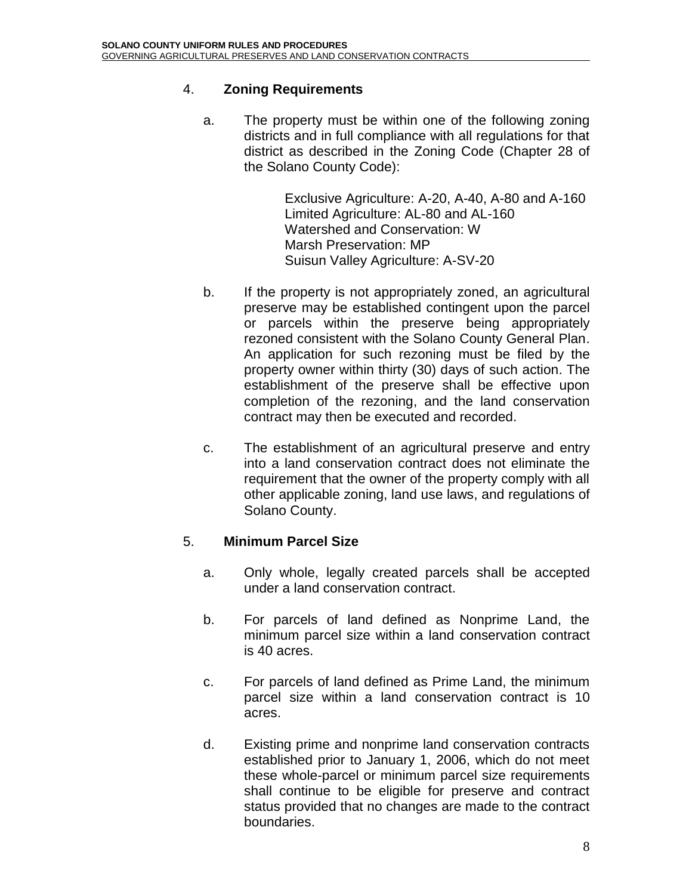4. **Zoning Requirements**

   a. The property must be within one of the following zoning districts and in full compliance with all regulations for that district as described in the Zoning Code (Chapter 28 of the Solano County Code):

      Exclusive Agriculture: A-20, A-40, A-80 and A-160
      Limited Agriculture: AL-80 and AL-160
      Watershed and Conservation: W
      Marsh Preservation: MP
      Suisun Valley Agriculture: A-SV-20

   b. If the property is not appropriately zoned, an agricultural preserve may be established contingent upon the parcel or parcels within the preserve being appropriately rezoned consistent with the Solano County General Plan. An application for such rezoning must be filed by the property owner within thirty (30) days of such action. The establishment of the preserve shall be effective upon completion of the rezoning, and the land conservation contract may then be executed and recorded.

   c. The establishment of an agricultural preserve and entry into a land conservation contract does not eliminate the requirement that the owner of the property comply with all other applicable zoning, land use laws, and regulations of Solano County.

5. **Minimum Parcel Size**

   a. Only whole, legally created parcels shall be accepted under a land conservation contract.

   b. For parcels of land defined as Nonprime Land, the minimum parcel size within a land conservation contract is 40 acres.

   c. For parcels of land defined as Prime Land, the minimum parcel size within a land conservation contract is 10 acres.

   d. Existing prime and nonprime land conservation contracts established prior to January 1, 2006, which do not meet these whole-parcel or minimum parcel size requirements shall continue to be eligible for preserve and contract status provided that no changes are made to the contract boundaries.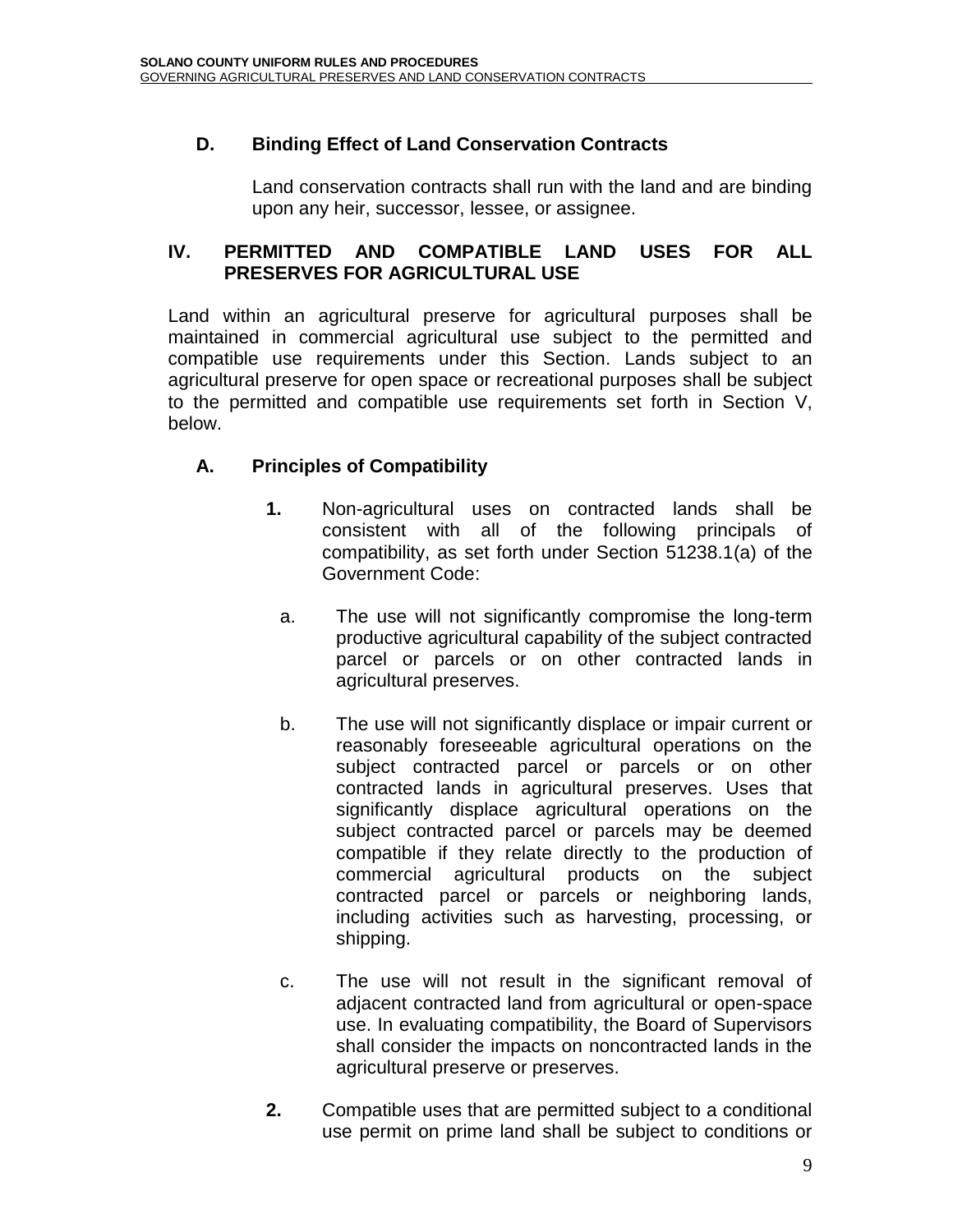### D. Binding Effect of Land Conservation Contracts

Land conservation contracts shall run with the land and are binding upon any heir, successor, lessee, or assignee.

## IV. PERMITTED AND COMPATIBLE LAND USES FOR ALL PRESERVES FOR AGRICULTURAL USE

Land within an agricultural preserve for agricultural purposes shall be maintained in commercial agricultural use subject to the permitted and compatible use requirements under this Section. Lands subject to an agricultural preserve for open space or recreational purposes shall be subject to the permitted and compatible use requirements set forth in Section V, below.

### A. Principles of Compatibility

**1.** Non-agricultural uses on contracted lands shall be consistent with all of the following principals of compatibility, as set forth under Section 51238.1(a) of the Government Code:

a. The use will not significantly compromise the long-term productive agricultural capability of the subject contracted parcel or parcels or on other contracted lands in agricultural preserves.

b. The use will not significantly displace or impair current or reasonably foreseeable agricultural operations on the subject contracted parcel or parcels or on other contracted lands in agricultural preserves. Uses that significantly displace agricultural operations on the subject contracted parcel or parcels may be deemed compatible if they relate directly to the production of commercial agricultural products on the subject contracted parcel or parcels or neighboring lands, including activities such as harvesting, processing, or shipping.

c. The use will not result in the significant removal of adjacent contracted land from agricultural or open-space use. In evaluating compatibility, the Board of Supervisors shall consider the impacts on noncontracted lands in the agricultural preserve or preserves.

**2.** Compatible uses that are permitted subject to a conditional use permit on prime land shall be subject to conditions or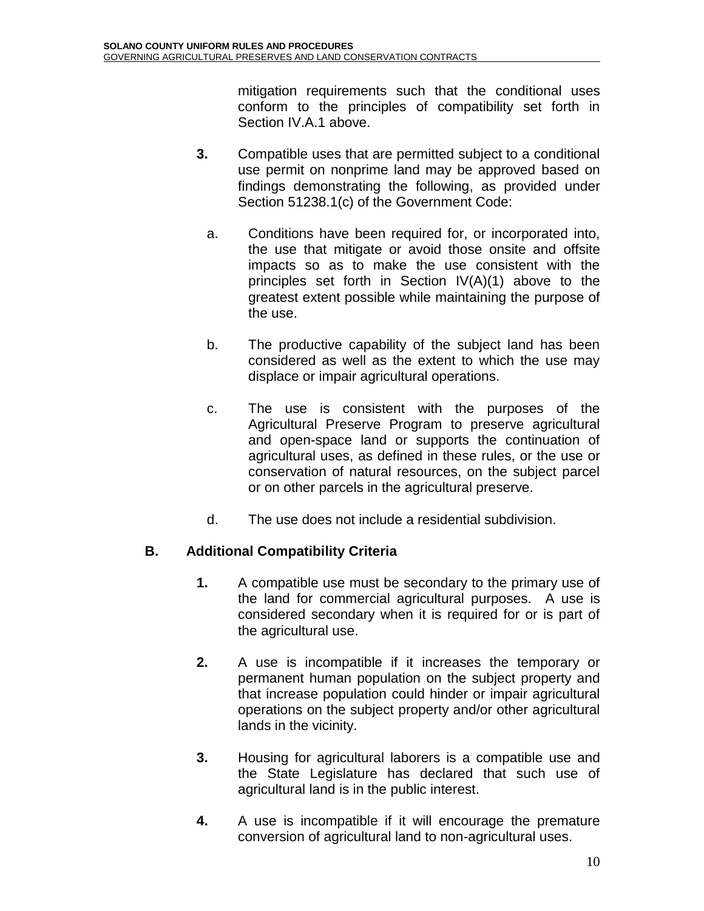mitigation requirements such that the conditional uses conform to the principles of compatibility set forth in Section IV.A.1 above.

**3.** Compatible uses that are permitted subject to a conditional use permit on nonprime land may be approved based on findings demonstrating the following, as provided under Section 51238.1(c) of the Government Code:

a. Conditions have been required for, or incorporated into, the use that mitigate or avoid those onsite and offsite impacts so as to make the use consistent with the principles set forth in Section IV(A)(1) above to the greatest extent possible while maintaining the purpose of the use.

b. The productive capability of the subject land has been considered as well as the extent to which the use may displace or impair agricultural operations.

c. The use is consistent with the purposes of the Agricultural Preserve Program to preserve agricultural and open-space land or supports the continuation of agricultural uses, as defined in these rules, or the use or conservation of natural resources, on the subject parcel or on other parcels in the agricultural preserve.

d. The use does not include a residential subdivision.

## B. Additional Compatibility Criteria

**1.** A compatible use must be secondary to the primary use of the land for commercial agricultural purposes. A use is considered secondary when it is required for or is part of the agricultural use.

**2.** A use is incompatible if it increases the temporary or permanent human population on the subject property and that increase population could hinder or impair agricultural operations on the subject property and/or other agricultural lands in the vicinity.

**3.** Housing for agricultural laborers is a compatible use and the State Legislature has declared that such use of agricultural land is in the public interest.

**4.** A use is incompatible if it will encourage the premature conversion of agricultural land to non-agricultural uses.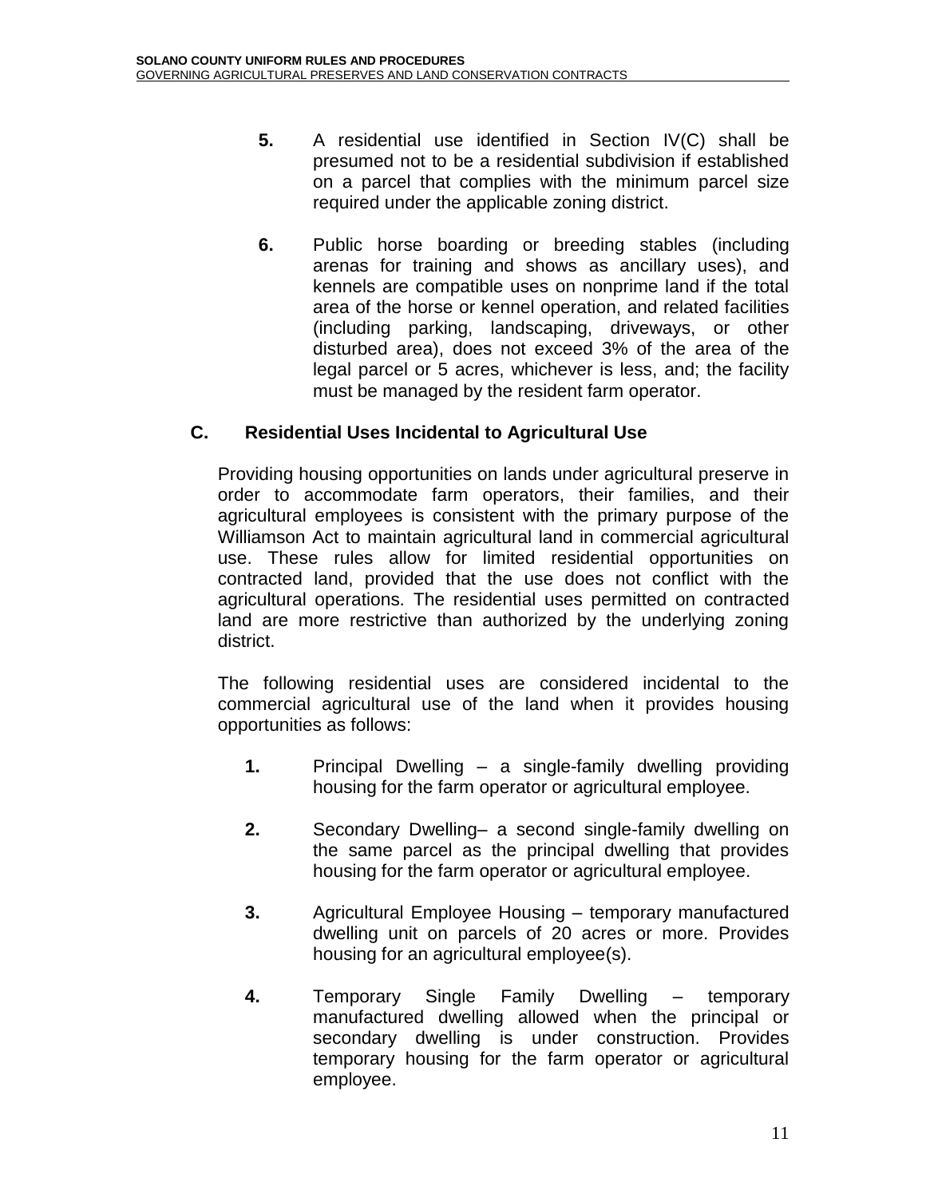**5.** A residential use identified in Section IV(C) shall be presumed not to be a residential subdivision if established on a parcel that complies with the minimum parcel size required under the applicable zoning district.

**6.** Public horse boarding or breeding stables (including arenas for training and shows as ancillary uses), and kennels are compatible uses on nonprime land if the total area of the horse or kennel operation, and related facilities (including parking, landscaping, driveways, or other disturbed area), does not exceed 3% of the area of the legal parcel or 5 acres, whichever is less, and; the facility must be managed by the resident farm operator.

## C. Residential Uses Incidental to Agricultural Use

Providing housing opportunities on lands under agricultural preserve in order to accommodate farm operators, their families, and their agricultural employees is consistent with the primary purpose of the Williamson Act to maintain agricultural land in commercial agricultural use. These rules allow for limited residential opportunities on contracted land, provided that the use does not conflict with the agricultural operations. The residential uses permitted on contracted land are more restrictive than authorized by the underlying zoning district.

The following residential uses are considered incidental to the commercial agricultural use of the land when it provides housing opportunities as follows:

**1.** Principal Dwelling – a single-family dwelling providing housing for the farm operator or agricultural employee.

**2.** Secondary Dwelling– a second single-family dwelling on the same parcel as the principal dwelling that provides housing for the farm operator or agricultural employee.

**3.** Agricultural Employee Housing – temporary manufactured dwelling unit on parcels of 20 acres or more. Provides housing for an agricultural employee(s).

**4.** Temporary Single Family Dwelling – temporary manufactured dwelling allowed when the principal or secondary dwelling is under construction. Provides temporary housing for the farm operator or agricultural employee.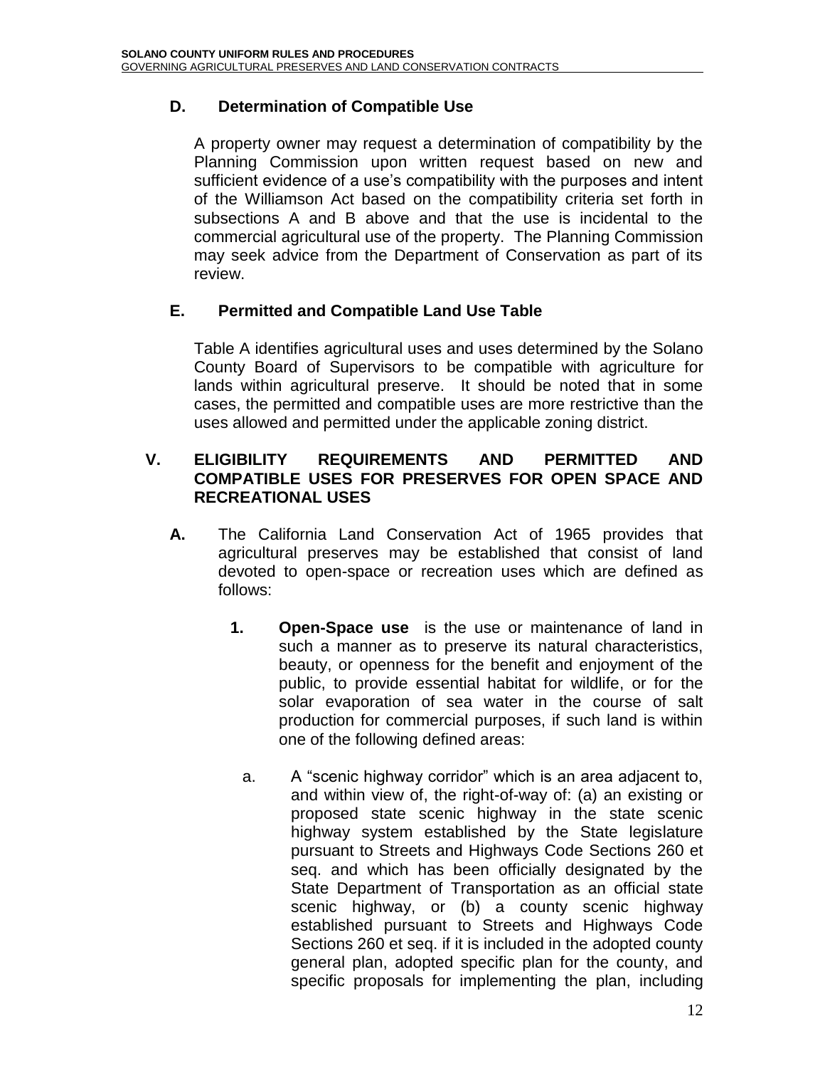### D. Determination of Compatible Use

A property owner may request a determination of compatibility by the Planning Commission upon written request based on new and sufficient evidence of a use's compatibility with the purposes and intent of the Williamson Act based on the compatibility criteria set forth in subsections A and B above and that the use is incidental to the commercial agricultural use of the property. The Planning Commission may seek advice from the Department of Conservation as part of its review.

### E. Permitted and Compatible Land Use Table

Table A identifies agricultural uses and uses determined by the Solano County Board of Supervisors to be compatible with agriculture for lands within agricultural preserve. It should be noted that in some cases, the permitted and compatible uses are more restrictive than the uses allowed and permitted under the applicable zoning district.

## V. ELIGIBILITY REQUIREMENTS AND PERMITTED AND COMPATIBLE USES FOR PRESERVES FOR OPEN SPACE AND RECREATIONAL USES

**A.** The California Land Conservation Act of 1965 provides that agricultural preserves may be established that consist of land devoted to open-space or recreation uses which are defined as follows:

1. **Open-Space use** is the use or maintenance of land in such a manner as to preserve its natural characteristics, beauty, or openness for the benefit and enjoyment of the public, to provide essential habitat for wildlife, or for the solar evaporation of sea water in the course of salt production for commercial purposes, if such land is within one of the following defined areas:

   a. A "scenic highway corridor" which is an area adjacent to, and within view of, the right-of-way of: (a) an existing or proposed state scenic highway in the state scenic highway system established by the State legislature pursuant to Streets and Highways Code Sections 260 et seq. and which has been officially designated by the State Department of Transportation as an official state scenic highway, or (b) a county scenic highway established pursuant to Streets and Highways Code Sections 260 et seq. if it is included in the adopted county general plan, adopted specific plan for the county, and specific proposals for implementing the plan, including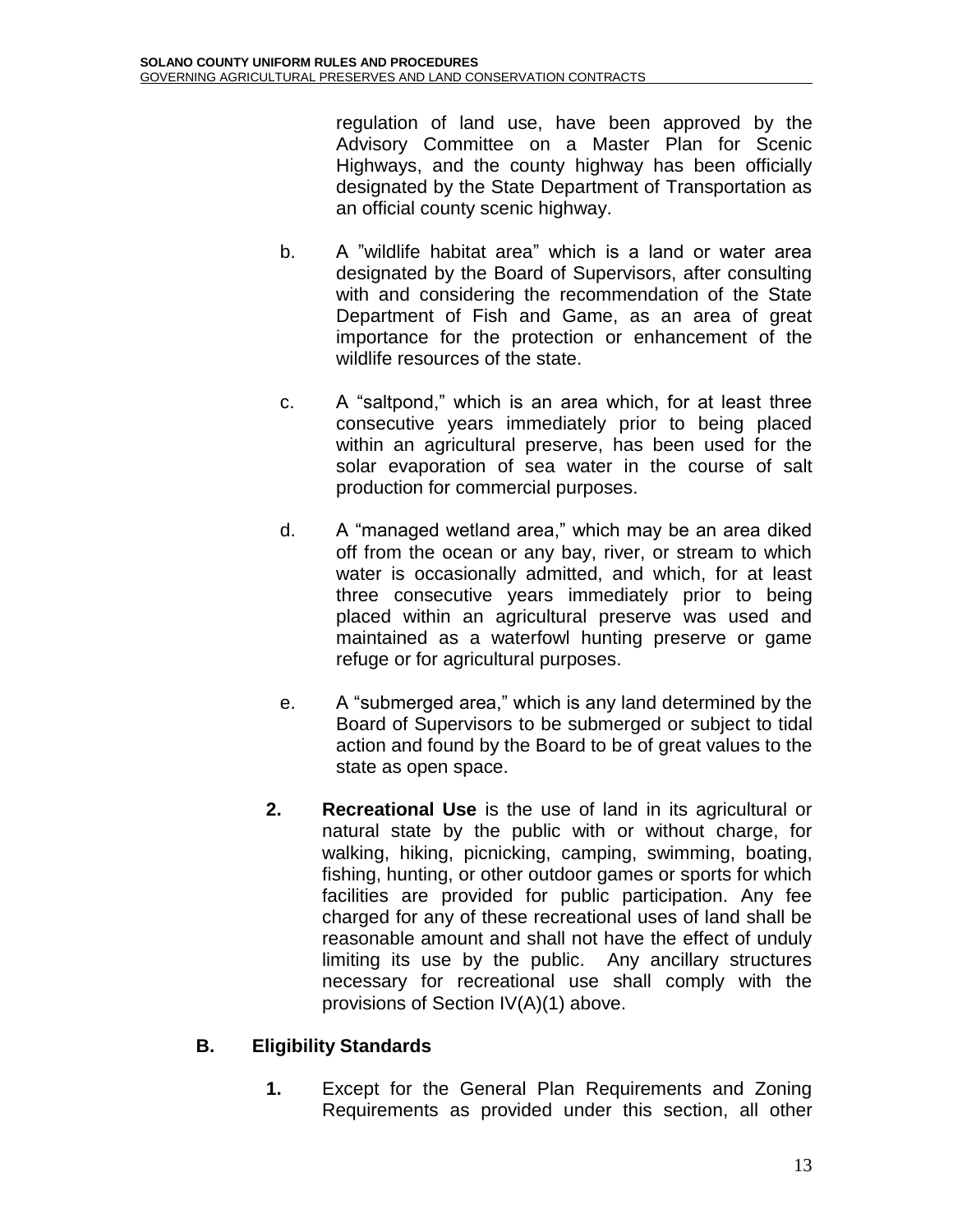regulation of land use, have been approved by the Advisory Committee on a Master Plan for Scenic Highways, and the county highway has been officially designated by the State Department of Transportation as an official county scenic highway.

b. A "wildlife habitat area" which is a land or water area designated by the Board of Supervisors, after consulting with and considering the recommendation of the State Department of Fish and Game, as an area of great importance for the protection or enhancement of the wildlife resources of the state.

c. A "saltpond," which is an area which, for at least three consecutive years immediately prior to being placed within an agricultural preserve, has been used for the solar evaporation of sea water in the course of salt production for commercial purposes.

d. A "managed wetland area," which may be an area diked off from the ocean or any bay, river, or stream to which water is occasionally admitted, and which, for at least three consecutive years immediately prior to being placed within an agricultural preserve was used and maintained as a waterfowl hunting preserve or game refuge or for agricultural purposes.

e. A "submerged area," which is any land determined by the Board of Supervisors to be submerged or subject to tidal action and found by the Board to be of great values to the state as open space.

**2.** **Recreational Use** is the use of land in its agricultural or natural state by the public with or without charge, for walking, hiking, picnicking, camping, swimming, boating, fishing, hunting, or other outdoor games or sports for which facilities are provided for public participation. Any fee charged for any of these recreational uses of land shall be reasonable amount and shall not have the effect of unduly limiting its use by the public. Any ancillary structures necessary for recreational use shall comply with the provisions of Section IV(A)(1) above.

## B. Eligibility Standards

**1.** Except for the General Plan Requirements and Zoning Requirements as provided under this section, all other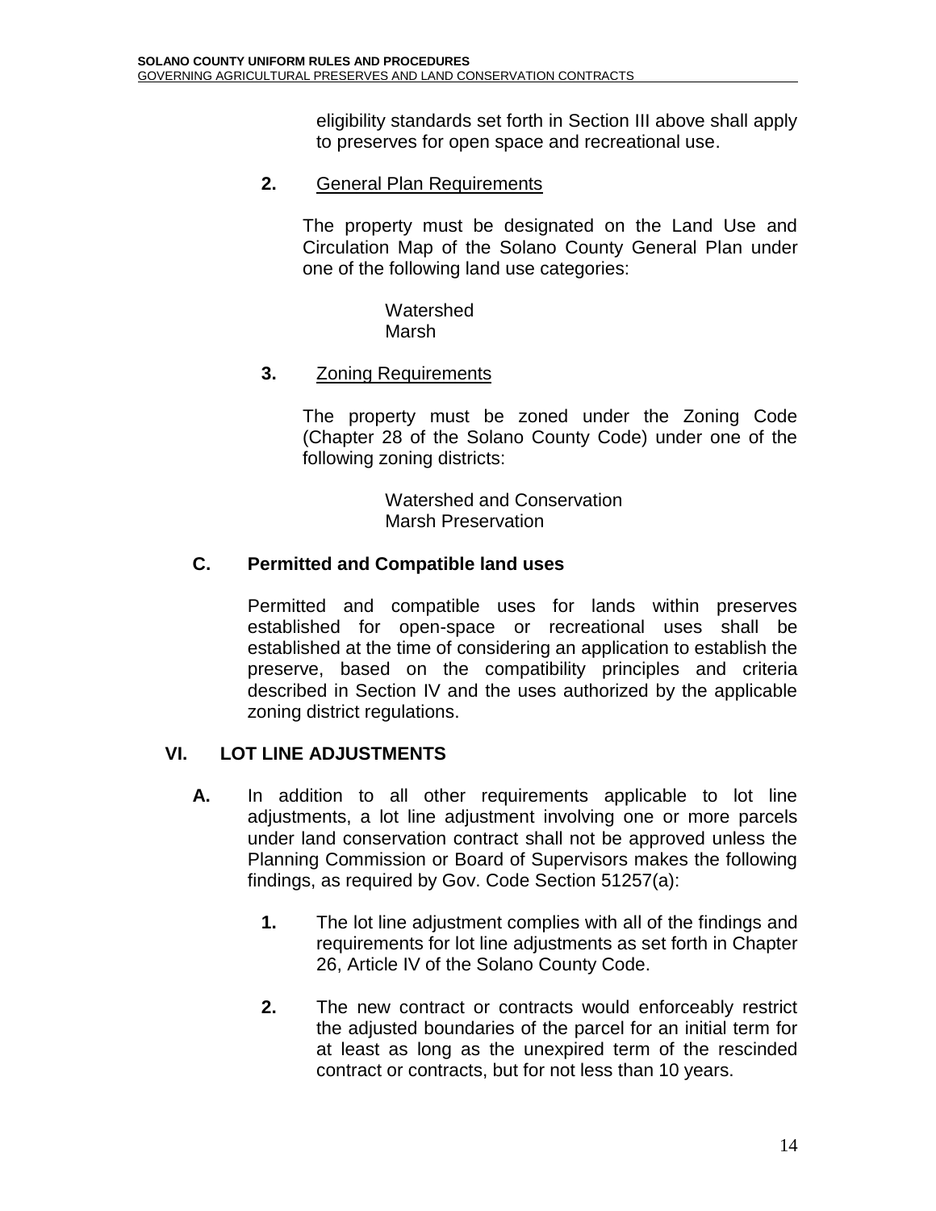eligibility standards set forth in Section III above shall apply to preserves for open space and recreational use.

**2.** General Plan Requirements

The property must be designated on the Land Use and Circulation Map of the Solano County General Plan under one of the following land use categories:

Watershed
Marsh

**3.** Zoning Requirements

The property must be zoned under the Zoning Code (Chapter 28 of the Solano County Code) under one of the following zoning districts:

Watershed and Conservation
Marsh Preservation

### C. Permitted and Compatible land uses

Permitted and compatible uses for lands within preserves established for open-space or recreational uses shall be established at the time of considering an application to establish the preserve, based on the compatibility principles and criteria described in Section IV and the uses authorized by the applicable zoning district regulations.

## VI. LOT LINE ADJUSTMENTS

**A.** In addition to all other requirements applicable to lot line adjustments, a lot line adjustment involving one or more parcels under land conservation contract shall not be approved unless the Planning Commission or Board of Supervisors makes the following findings, as required by Gov. Code Section 51257(a):

**1.** The lot line adjustment complies with all of the findings and requirements for lot line adjustments as set forth in Chapter 26, Article IV of the Solano County Code.

**2.** The new contract or contracts would enforceably restrict the adjusted boundaries of the parcel for an initial term for at least as long as the unexpired term of the rescinded contract or contracts, but for not less than 10 years.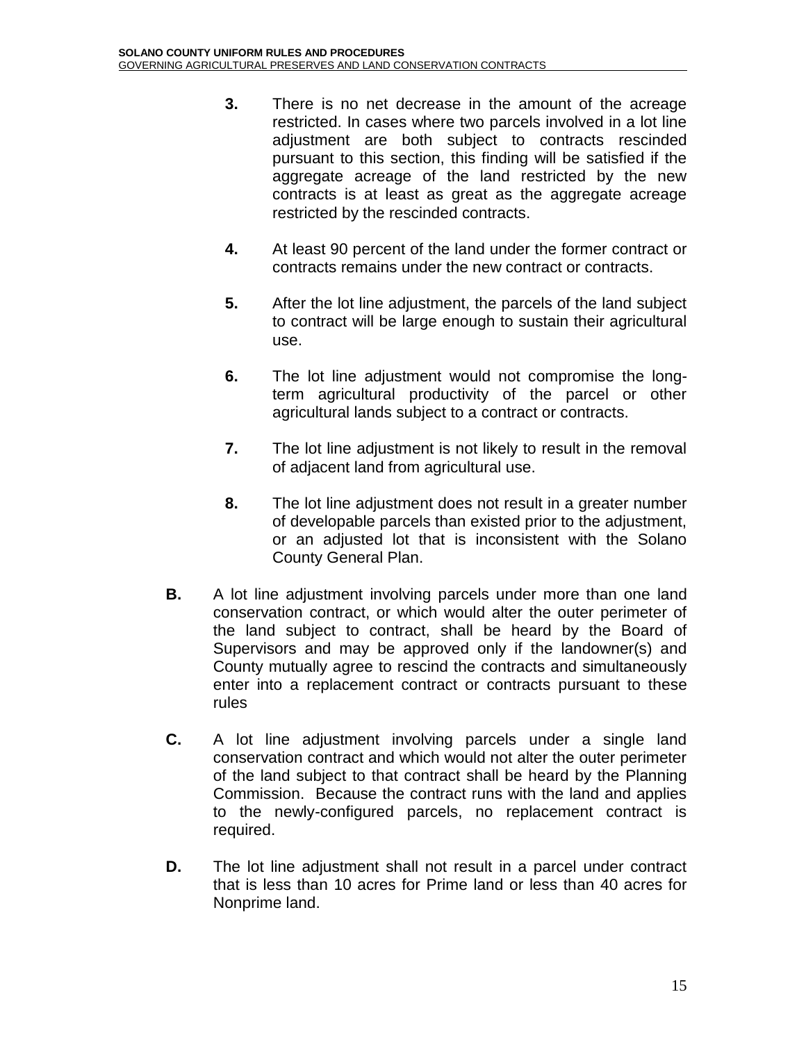3. There is no net decrease in the amount of the acreage restricted. In cases where two parcels involved in a lot line adjustment are both subject to contracts rescinded pursuant to this section, this finding will be satisfied if the aggregate acreage of the land restricted by the new contracts is at least as great as the aggregate acreage restricted by the rescinded contracts.

4. At least 90 percent of the land under the former contract or contracts remains under the new contract or contracts.

5. After the lot line adjustment, the parcels of the land subject to contract will be large enough to sustain their agricultural use.

6. The lot line adjustment would not compromise the long-term agricultural productivity of the parcel or other agricultural lands subject to a contract or contracts.

7. The lot line adjustment is not likely to result in the removal of adjacent land from agricultural use.

8. The lot line adjustment does not result in a greater number of developable parcels than existed prior to the adjustment, or an adjusted lot that is inconsistent with the Solano County General Plan.

**B.** A lot line adjustment involving parcels under more than one land conservation contract, or which would alter the outer perimeter of the land subject to contract, shall be heard by the Board of Supervisors and may be approved only if the landowner(s) and County mutually agree to rescind the contracts and simultaneously enter into a replacement contract or contracts pursuant to these rules

**C.** A lot line adjustment involving parcels under a single land conservation contract and which would not alter the outer perimeter of the land subject to that contract shall be heard by the Planning Commission. Because the contract runs with the land and applies to the newly-configured parcels, no replacement contract is required.

**D.** The lot line adjustment shall not result in a parcel under contract that is less than 10 acres for Prime land or less than 40 acres for Nonprime land.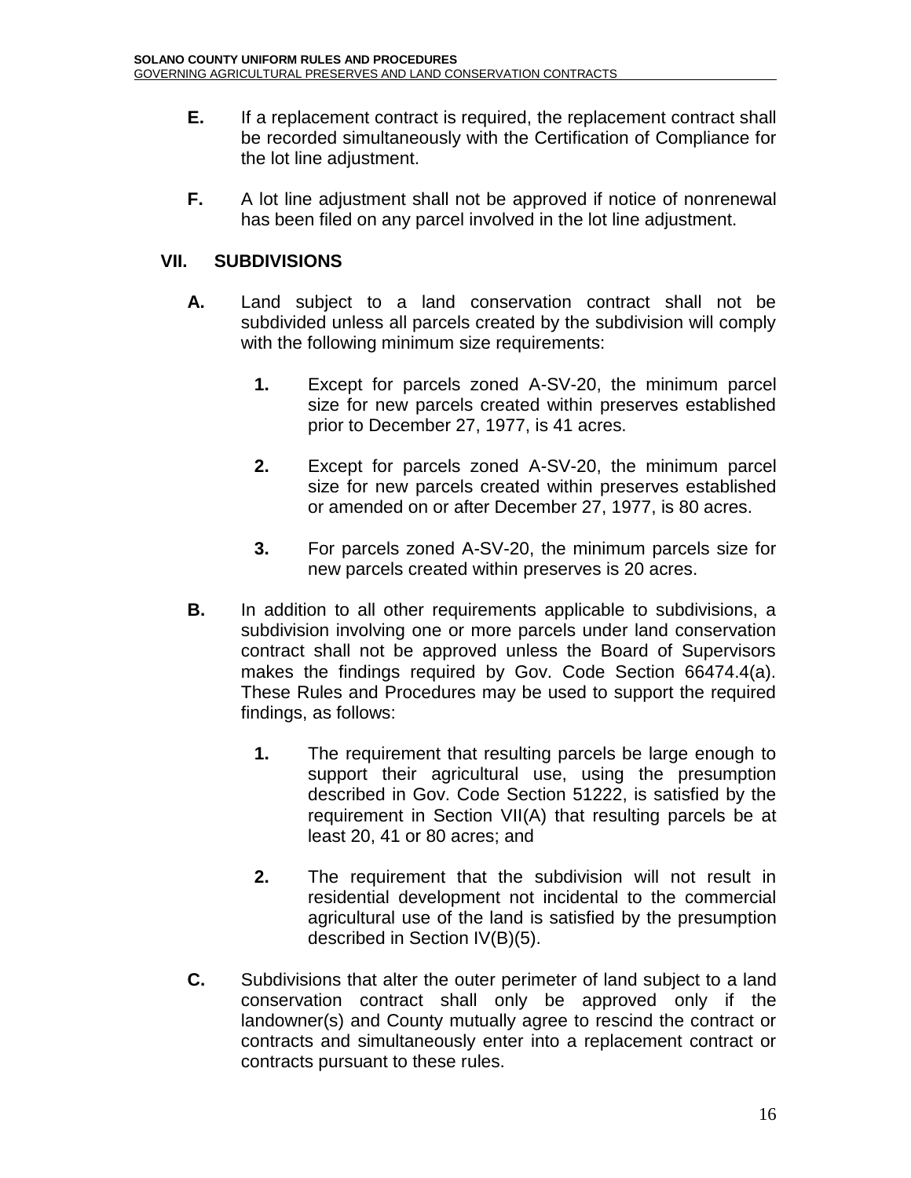**E.** If a replacement contract is required, the replacement contract shall be recorded simultaneously with the Certification of Compliance for the lot line adjustment.

**F.** A lot line adjustment shall not be approved if notice of nonrenewal has been filed on any parcel involved in the lot line adjustment.

## VII. SUBDIVISIONS

**A.** Land subject to a land conservation contract shall not be subdivided unless all parcels created by the subdivision will comply with the following minimum size requirements:

**1.** Except for parcels zoned A-SV-20, the minimum parcel size for new parcels created within preserves established prior to December 27, 1977, is 41 acres.

**2.** Except for parcels zoned A-SV-20, the minimum parcel size for new parcels created within preserves established or amended on or after December 27, 1977, is 80 acres.

**3.** For parcels zoned A-SV-20, the minimum parcels size for new parcels created within preserves is 20 acres.

**B.** In addition to all other requirements applicable to subdivisions, a subdivision involving one or more parcels under land conservation contract shall not be approved unless the Board of Supervisors makes the findings required by Gov. Code Section 66474.4(a). These Rules and Procedures may be used to support the required findings, as follows:

**1.** The requirement that resulting parcels be large enough to support their agricultural use, using the presumption described in Gov. Code Section 51222, is satisfied by the requirement in Section VII(A) that resulting parcels be at least 20, 41 or 80 acres; and

**2.** The requirement that the subdivision will not result in residential development not incidental to the commercial agricultural use of the land is satisfied by the presumption described in Section IV(B)(5).

**C.** Subdivisions that alter the outer perimeter of land subject to a land conservation contract shall only be approved only if the landowner(s) and County mutually agree to rescind the contract or contracts and simultaneously enter into a replacement contract or contracts pursuant to these rules.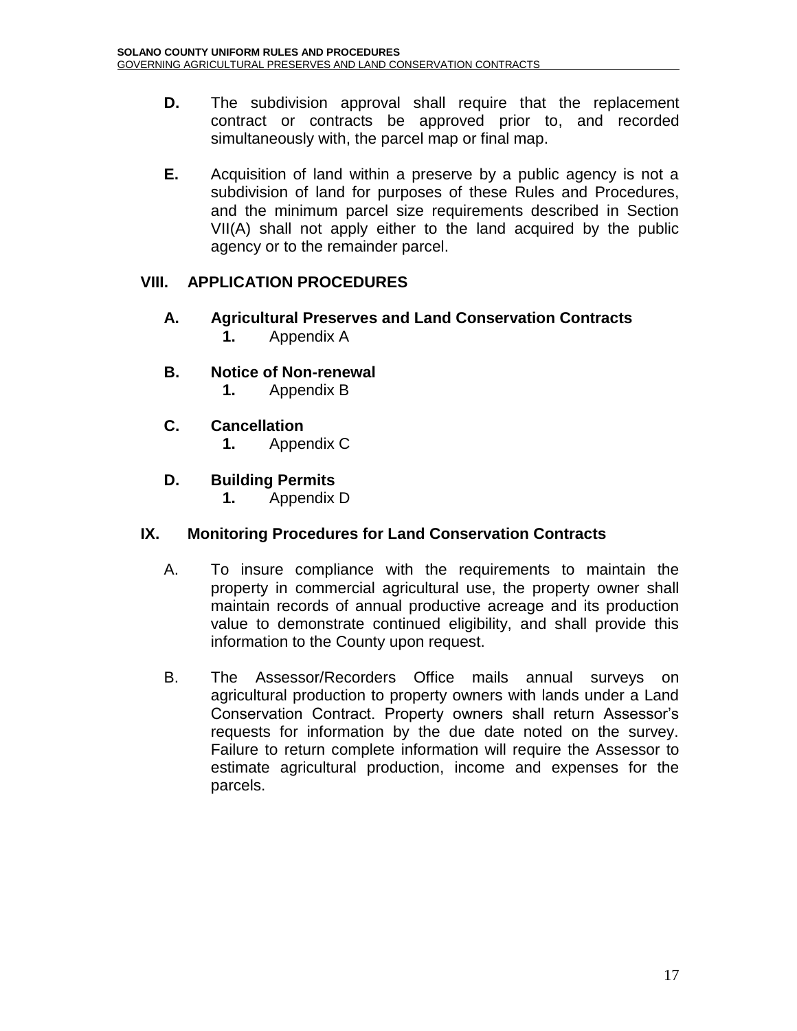**D.** The subdivision approval shall require that the replacement contract or contracts be approved prior to, and recorded simultaneously with, the parcel map or final map.

**E.** Acquisition of land within a preserve by a public agency is not a subdivision of land for purposes of these Rules and Procedures, and the minimum parcel size requirements described in Section VII(A) shall not apply either to the land acquired by the public agency or to the remainder parcel.

## VIII. APPLICATION PROCEDURES

### A. Agricultural Preserves and Land Conservation Contracts

**1.** Appendix A

### B. Notice of Non-renewal

**1.** Appendix B

### C. Cancellation

**1.** Appendix C

### D. Building Permits

**1.** Appendix D

## IX. Monitoring Procedures for Land Conservation Contracts

A. To insure compliance with the requirements to maintain the property in commercial agricultural use, the property owner shall maintain records of annual productive acreage and its production value to demonstrate continued eligibility, and shall provide this information to the County upon request.

B. The Assessor/Recorders Office mails annual surveys on agricultural production to property owners with lands under a Land Conservation Contract. Property owners shall return Assessor's requests for information by the due date noted on the survey. Failure to return complete information will require the Assessor to estimate agricultural production, income and expenses for the parcels.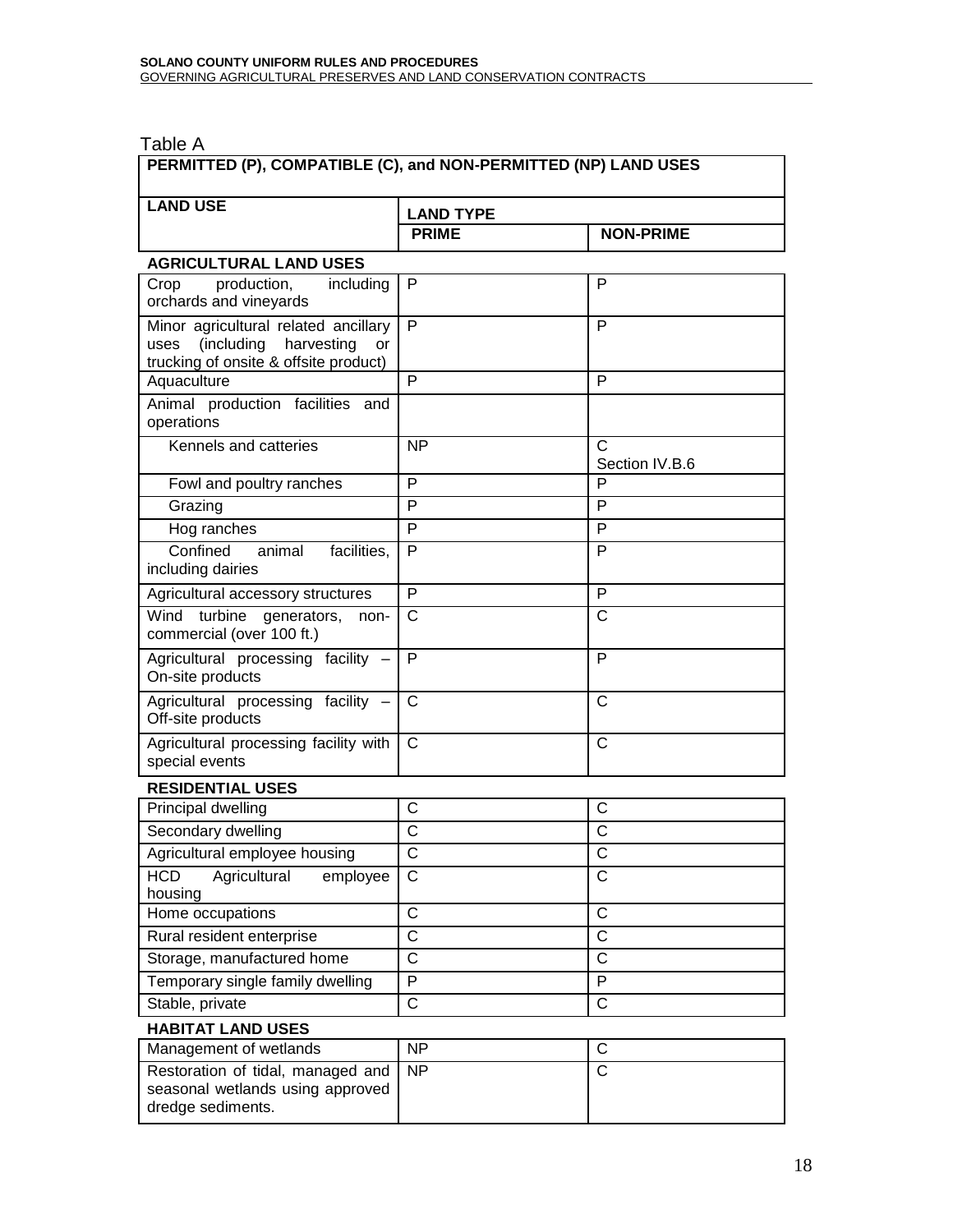Table A

| PERMITTED (P), COMPATIBLE (C), and NON-PERMITTED (NP) LAND USES | | |
|---|---|---|
| **LAND USE** | **LAND TYPE** | |
| | **PRIME** | **NON-PRIME** |
| **AGRICULTURAL LAND USES** | | |
| Crop production, including orchards and vineyards | P | P |
| Minor agricultural related ancillary uses (including harvesting or trucking of onsite & offsite product) | P | P |
| Aquaculture | P | P |
| Animal production facilities and operations | | |
| Kennels and catteries | NP | C Section IV.B.6 |
| Fowl and poultry ranches | P | P |
| Grazing | P | P |
| Hog ranches | P | P |
| Confined animal facilities, including dairies | P | P |
| Agricultural accessory structures | P | P |
| Wind turbine generators, non-commercial (over 100 ft.) | C | C |
| Agricultural processing facility – On-site products | P | P |
| Agricultural processing facility – Off-site products | C | C |
| Agricultural processing facility with special events | C | C |
| **RESIDENTIAL USES** | | |
| Principal dwelling | C | C |
| Secondary dwelling | C | C |
| Agricultural employee housing | C | C |
| HCD Agricultural employee housing | C | C |
| Home occupations | C | C |
| Rural resident enterprise | C | C |
| Storage, manufactured home | C | C |
| Temporary single family dwelling | P | P |
| Stable, private | C | C |
| **HABITAT LAND USES** | | |
| Management of wetlands | NP | C |
| Restoration of tidal, managed and seasonal wetlands using approved dredge sediments. | NP | C |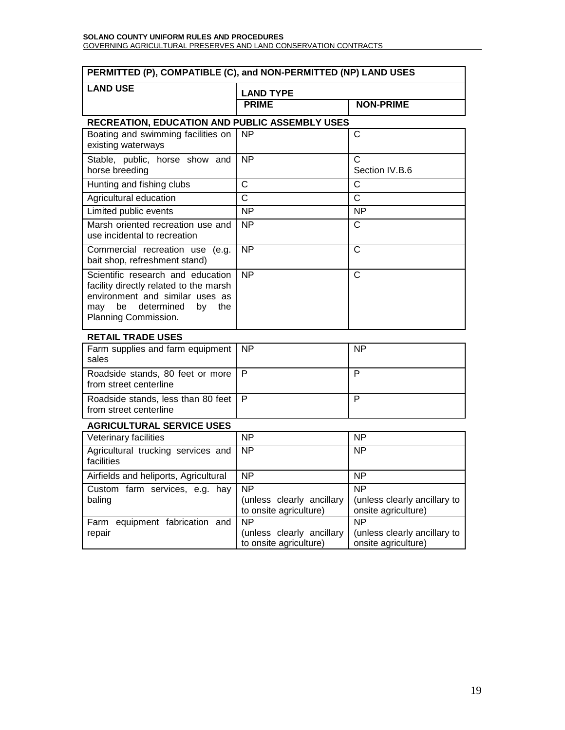| PERMITTED (P), COMPATIBLE (C), and NON-PERMITTED (NP) LAND USES | | |
|---|---|---|
| **LAND USE** | **LAND TYPE** | |
| | **PRIME** | **NON-PRIME** |
| **RECREATION, EDUCATION AND PUBLIC ASSEMBLY USES** | | |
| Boating and swimming facilities on existing waterways | NP | C |
| Stable, public, horse show and horse breeding | NP | C Section IV.B.6 |
| Hunting and fishing clubs | C | C |
| Agricultural education | C | C |
| Limited public events | NP | NP |
| Marsh oriented recreation use and use incidental to recreation | NP | C |
| Commercial recreation use (e.g. bait shop, refreshment stand) | NP | C |
| Scientific research and education facility directly related to the marsh environment and similar uses as may be determined by the Planning Commission. | NP | C |
| **RETAIL TRADE USES** | | |
| Farm supplies and farm equipment sales | NP | NP |
| Roadside stands, 80 feet or more from street centerline | P | P |
| Roadside stands, less than 80 feet from street centerline | P | P |
| **AGRICULTURAL SERVICE USES** | | |
| Veterinary facilities | NP | NP |
| Agricultural trucking services and facilities | NP | NP |
| Airfields and heliports, Agricultural | NP | NP |
| Custom farm services, e.g. hay baling | NP (unless clearly ancillary to onsite agriculture) | NP (unless clearly ancillary to onsite agriculture) |
| Farm equipment fabrication and repair | NP (unless clearly ancillary to onsite agriculture) | NP (unless clearly ancillary to onsite agriculture) |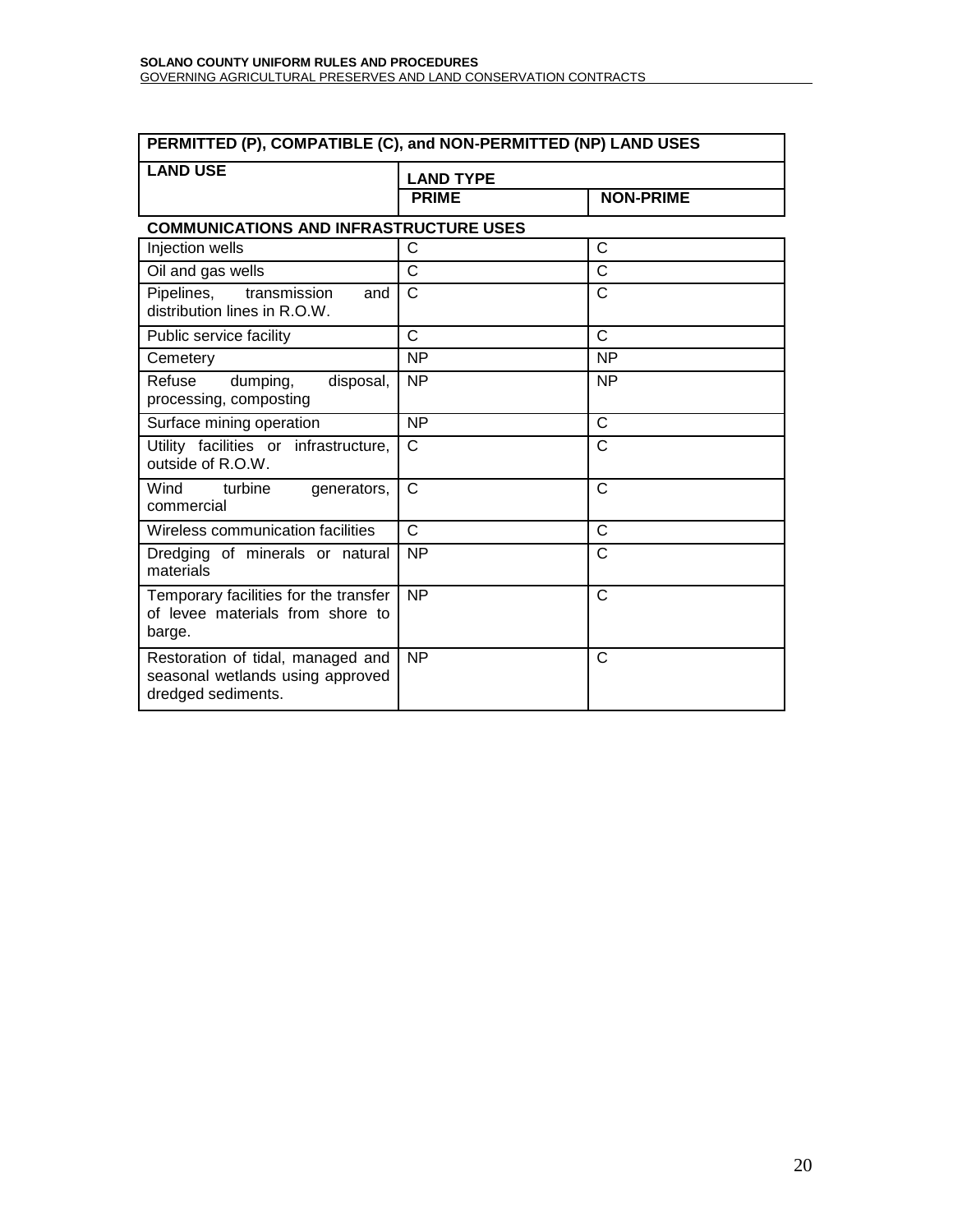| PERMITTED (P), COMPATIBLE (C), and NON-PERMITTED (NP) LAND USES | | |
|---|---|---|
| **LAND USE** | **LAND TYPE** | |
| | **PRIME** | **NON-PRIME** |
| **COMMUNICATIONS AND INFRASTRUCTURE USES** | | |
| Injection wells | C | C |
| Oil and gas wells | C | C |
| Pipelines, transmission and distribution lines in R.O.W. | C | C |
| Public service facility | C | C |
| Cemetery | NP | NP |
| Refuse dumping, disposal, processing, composting | NP | NP |
| Surface mining operation | NP | C |
| Utility facilities or infrastructure, outside of R.O.W. | C | C |
| Wind turbine generators, commercial | C | C |
| Wireless communication facilities | C | C |
| Dredging of minerals or natural materials | NP | C |
| Temporary facilities for the transfer of levee materials from shore to barge. | NP | C |
| Restoration of tidal, managed and seasonal wetlands using approved dredged sediments. | NP | C |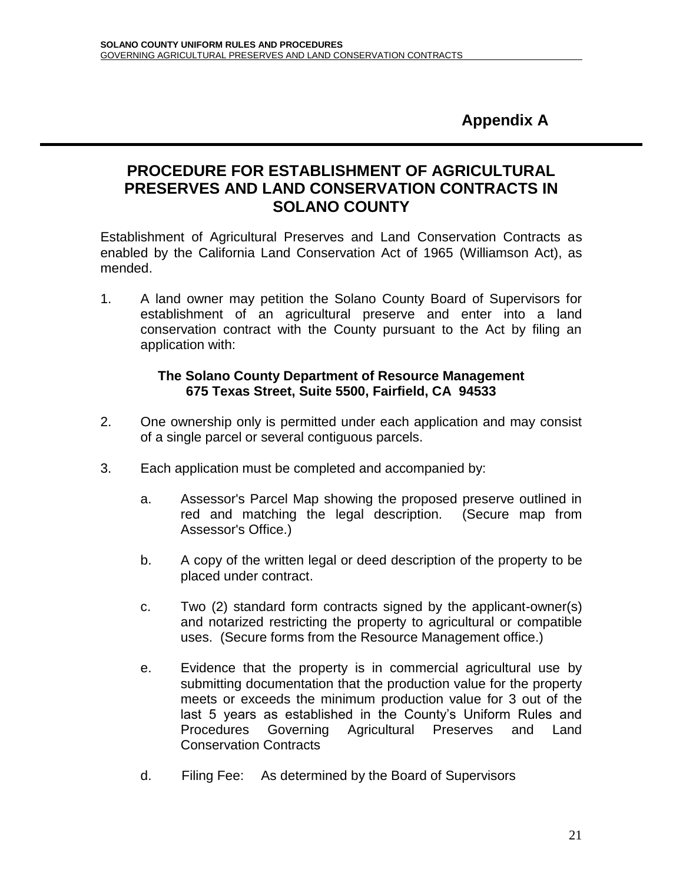# Appendix A

## PROCEDURE FOR ESTABLISHMENT OF AGRICULTURAL PRESERVES AND LAND CONSERVATION CONTRACTS IN SOLANO COUNTY

Establishment of Agricultural Preserves and Land Conservation Contracts as enabled by the California Land Conservation Act of 1965 (Williamson Act), as mended.

1. A land owner may petition the Solano County Board of Supervisors for establishment of an agricultural preserve and enter into a land conservation contract with the County pursuant to the Act by filing an application with:

   **The Solano County Department of Resource Management**
   **675 Texas Street, Suite 5500, Fairfield, CA 94533**

2. One ownership only is permitted under each application and may consist of a single parcel or several contiguous parcels.

3. Each application must be completed and accompanied by:

   a. Assessor's Parcel Map showing the proposed preserve outlined in red and matching the legal description. (Secure map from Assessor's Office.)

   b. A copy of the written legal or deed description of the property to be placed under contract.

   c. Two (2) standard form contracts signed by the applicant-owner(s) and notarized restricting the property to agricultural or compatible uses. (Secure forms from the Resource Management office.)

   e. Evidence that the property is in commercial agricultural use by submitting documentation that the production value for the property meets or exceeds the minimum production value for 3 out of the last 5 years as established in the County's Uniform Rules and Procedures Governing Agricultural Preserves and Land Conservation Contracts

   d. Filing Fee: As determined by the Board of Supervisors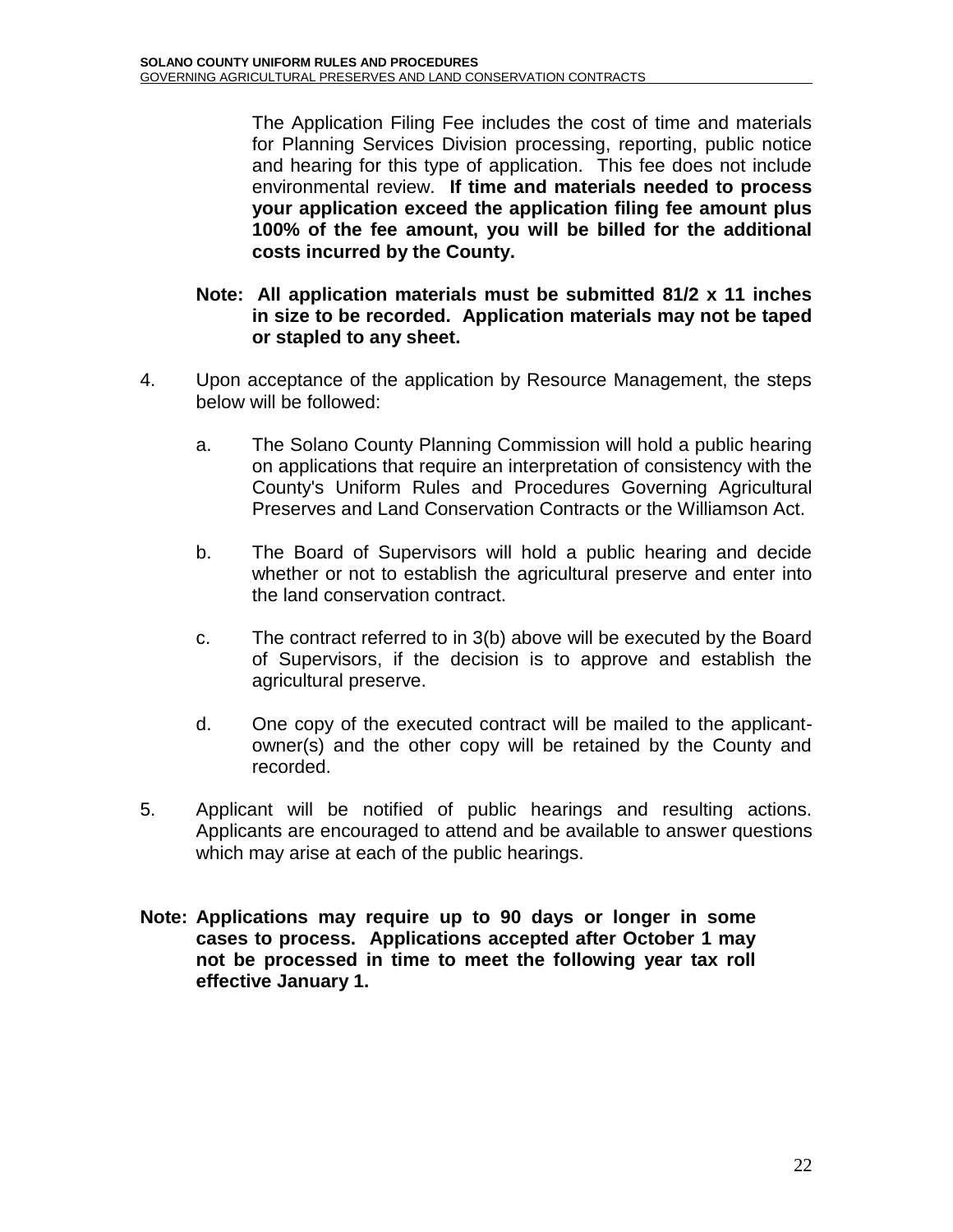The Application Filing Fee includes the cost of time and materials for Planning Services Division processing, reporting, public notice and hearing for this type of application. This fee does not include environmental review. **If time and materials needed to process your application exceed the application filing fee amount plus 100% of the fee amount, you will be billed for the additional costs incurred by the County.**

**Note: All application materials must be submitted 81/2 x 11 inches in size to be recorded. Application materials may not be taped or stapled to any sheet.**

4. Upon acceptance of the application by Resource Management, the steps below will be followed:

   a. The Solano County Planning Commission will hold a public hearing on applications that require an interpretation of consistency with the County's Uniform Rules and Procedures Governing Agricultural Preserves and Land Conservation Contracts or the Williamson Act.

   b. The Board of Supervisors will hold a public hearing and decide whether or not to establish the agricultural preserve and enter into the land conservation contract.

   c. The contract referred to in 3(b) above will be executed by the Board of Supervisors, if the decision is to approve and establish the agricultural preserve.

   d. One copy of the executed contract will be mailed to the applicant-owner(s) and the other copy will be retained by the County and recorded.

5. Applicant will be notified of public hearings and resulting actions. Applicants are encouraged to attend and be available to answer questions which may arise at each of the public hearings.

**Note: Applications may require up to 90 days or longer in some cases to process. Applications accepted after October 1 may not be processed in time to meet the following year tax roll effective January 1.**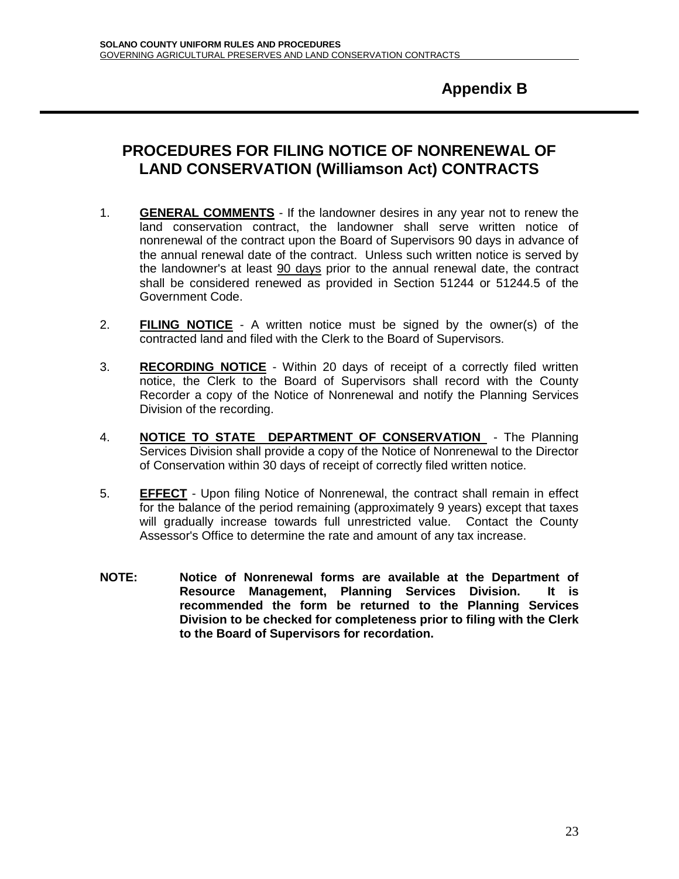## Appendix B

# PROCEDURES FOR FILING NOTICE OF NONRENEWAL OF LAND CONSERVATION (Williamson Act) CONTRACTS

1. **GENERAL COMMENTS** - If the landowner desires in any year not to renew the land conservation contract, the landowner shall serve written notice of nonrenewal of the contract upon the Board of Supervisors 90 days in advance of the annual renewal date of the contract. Unless such written notice is served by the landowner's at least 90 days prior to the annual renewal date, the contract shall be considered renewed as provided in Section 51244 or 51244.5 of the Government Code.

2. **FILING NOTICE** - A written notice must be signed by the owner(s) of the contracted land and filed with the Clerk to the Board of Supervisors.

3. **RECORDING NOTICE** - Within 20 days of receipt of a correctly filed written notice, the Clerk to the Board of Supervisors shall record with the County Recorder a copy of the Notice of Nonrenewal and notify the Planning Services Division of the recording.

4. **NOTICE TO STATE DEPARTMENT OF CONSERVATION** - The Planning Services Division shall provide a copy of the Notice of Nonrenewal to the Director of Conservation within 30 days of receipt of correctly filed written notice.

5. **EFFECT** - Upon filing Notice of Nonrenewal, the contract shall remain in effect for the balance of the period remaining (approximately 9 years) except that taxes will gradually increase towards full unrestricted value. Contact the County Assessor's Office to determine the rate and amount of any tax increase.

**NOTE: Notice of Nonrenewal forms are available at the Department of Resource Management, Planning Services Division. It is recommended the form be returned to the Planning Services Division to be checked for completeness prior to filing with the Clerk to the Board of Supervisors for recordation.**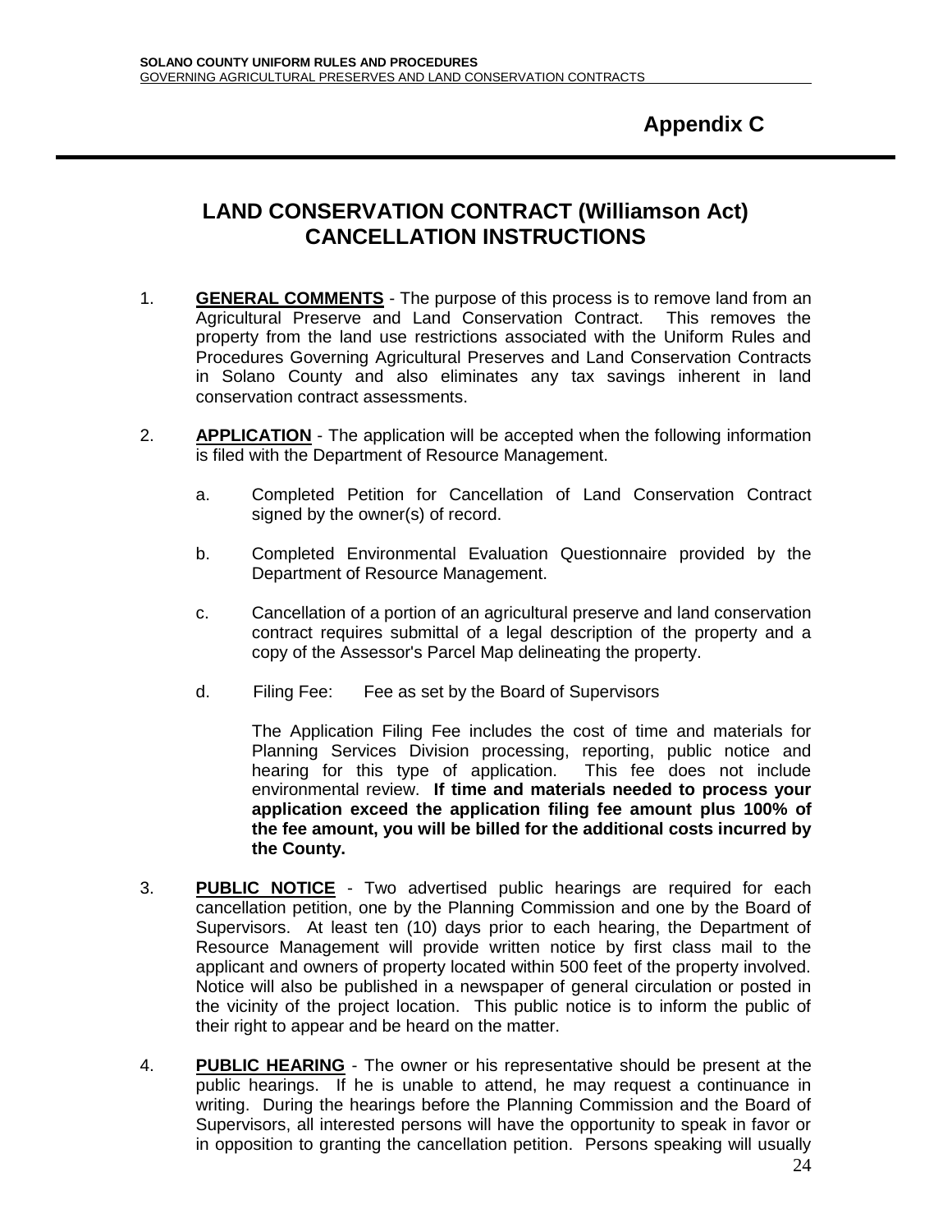# Appendix C

## LAND CONSERVATION CONTRACT (Williamson Act) CANCELLATION INSTRUCTIONS

1. **GENERAL COMMENTS** - The purpose of this process is to remove land from an Agricultural Preserve and Land Conservation Contract. This removes the property from the land use restrictions associated with the Uniform Rules and Procedures Governing Agricultural Preserves and Land Conservation Contracts in Solano County and also eliminates any tax savings inherent in land conservation contract assessments.

2. **APPLICATION** - The application will be accepted when the following information is filed with the Department of Resource Management.

   a. Completed Petition for Cancellation of Land Conservation Contract signed by the owner(s) of record.

   b. Completed Environmental Evaluation Questionnaire provided by the Department of Resource Management.

   c. Cancellation of a portion of an agricultural preserve and land conservation contract requires submittal of a legal description of the property and a copy of the Assessor's Parcel Map delineating the property.

   d. Filing Fee: Fee as set by the Board of Supervisors

   The Application Filing Fee includes the cost of time and materials for Planning Services Division processing, reporting, public notice and hearing for this type of application. This fee does not include environmental review. **If time and materials needed to process your application exceed the application filing fee amount plus 100% of the fee amount, you will be billed for the additional costs incurred by the County.**

3. **PUBLIC NOTICE** - Two advertised public hearings are required for each cancellation petition, one by the Planning Commission and one by the Board of Supervisors. At least ten (10) days prior to each hearing, the Department of Resource Management will provide written notice by first class mail to the applicant and owners of property located within 500 feet of the property involved. Notice will also be published in a newspaper of general circulation or posted in the vicinity of the project location. This public notice is to inform the public of their right to appear and be heard on the matter.

4. **PUBLIC HEARING** - The owner or his representative should be present at the public hearings. If he is unable to attend, he may request a continuance in writing. During the hearings before the Planning Commission and the Board of Supervisors, all interested persons will have the opportunity to speak in favor or in opposition to granting the cancellation petition. Persons speaking will usually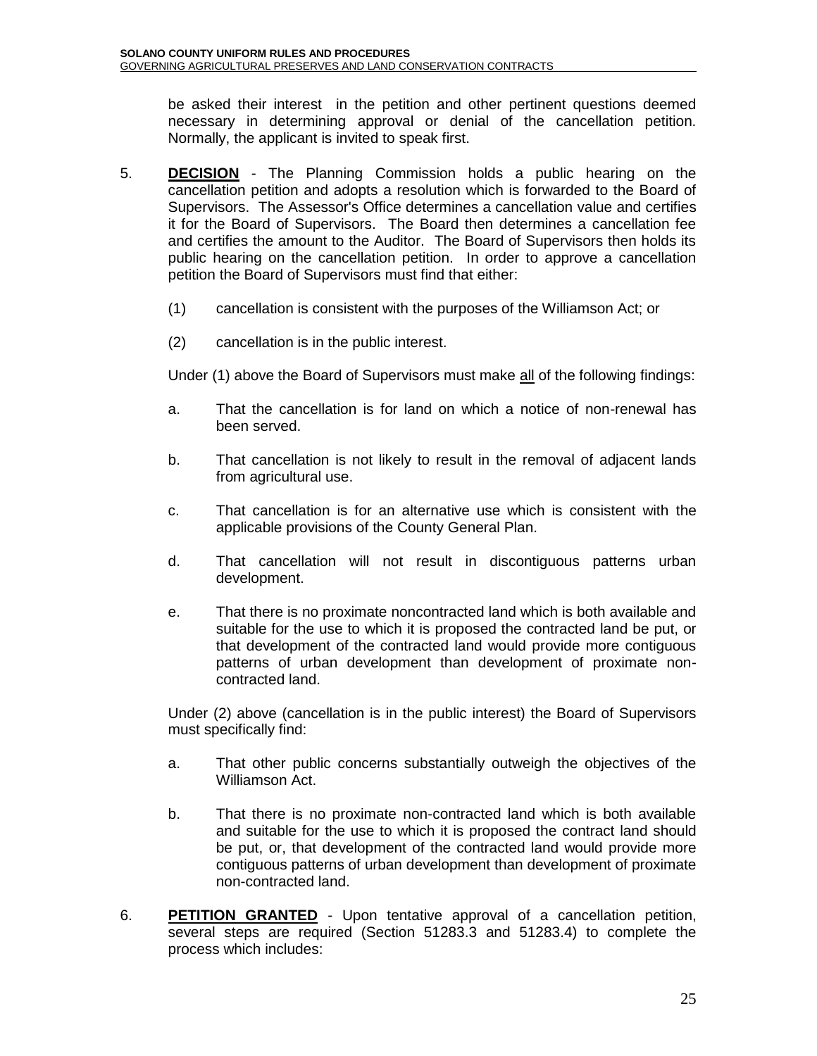be asked their interest in the petition and other pertinent questions deemed necessary in determining approval or denial of the cancellation petition. Normally, the applicant is invited to speak first.

5. **DECISION** - The Planning Commission holds a public hearing on the cancellation petition and adopts a resolution which is forwarded to the Board of Supervisors. The Assessor's Office determines a cancellation value and certifies it for the Board of Supervisors. The Board then determines a cancellation fee and certifies the amount to the Auditor. The Board of Supervisors then holds its public hearing on the cancellation petition. In order to approve a cancellation petition the Board of Supervisors must find that either:

   (1) cancellation is consistent with the purposes of the Williamson Act; or

   (2) cancellation is in the public interest.

   Under (1) above the Board of Supervisors must make <u>all</u> of the following findings:

   a. That the cancellation is for land on which a notice of non-renewal has been served.

   b. That cancellation is not likely to result in the removal of adjacent lands from agricultural use.

   c. That cancellation is for an alternative use which is consistent with the applicable provisions of the County General Plan.

   d. That cancellation will not result in discontiguous patterns urban development.

   e. That there is no proximate noncontracted land which is both available and suitable for the use to which it is proposed the contracted land be put, or that development of the contracted land would provide more contiguous patterns of urban development than development of proximate non-contracted land.

   Under (2) above (cancellation is in the public interest) the Board of Supervisors must specifically find:

   a. That other public concerns substantially outweigh the objectives of the Williamson Act.

   b. That there is no proximate non-contracted land which is both available and suitable for the use to which it is proposed the contract land should be put, or, that development of the contracted land would provide more contiguous patterns of urban development than development of proximate non-contracted land.

6. **PETITION GRANTED** - Upon tentative approval of a cancellation petition, several steps are required (Section 51283.3 and 51283.4) to complete the process which includes: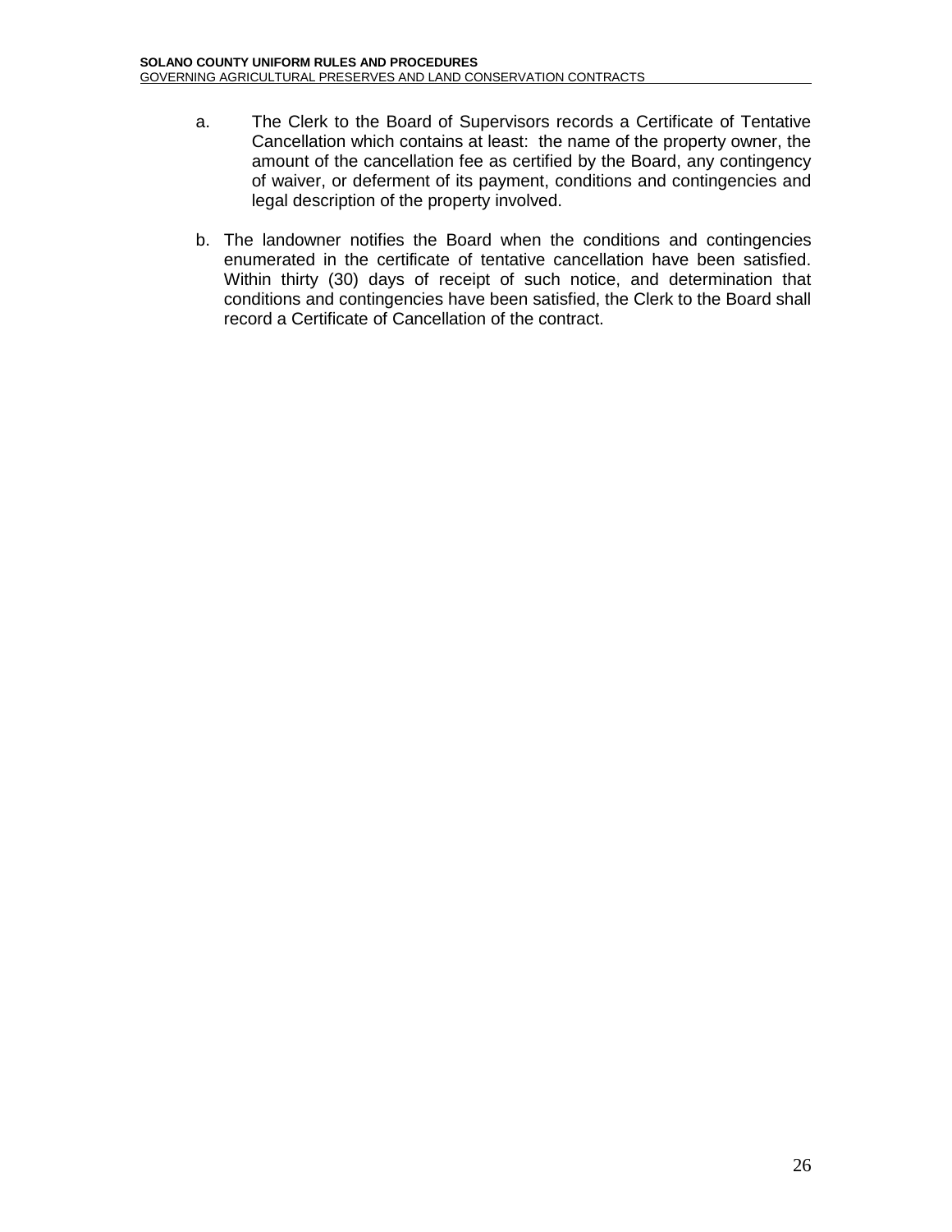a. The Clerk to the Board of Supervisors records a Certificate of Tentative Cancellation which contains at least: the name of the property owner, the amount of the cancellation fee as certified by the Board, any contingency of waiver, or deferment of its payment, conditions and contingencies and legal description of the property involved.

b. The landowner notifies the Board when the conditions and contingencies enumerated in the certificate of tentative cancellation have been satisfied. Within thirty (30) days of receipt of such notice, and determination that conditions and contingencies have been satisfied, the Clerk to the Board shall record a Certificate of Cancellation of the contract.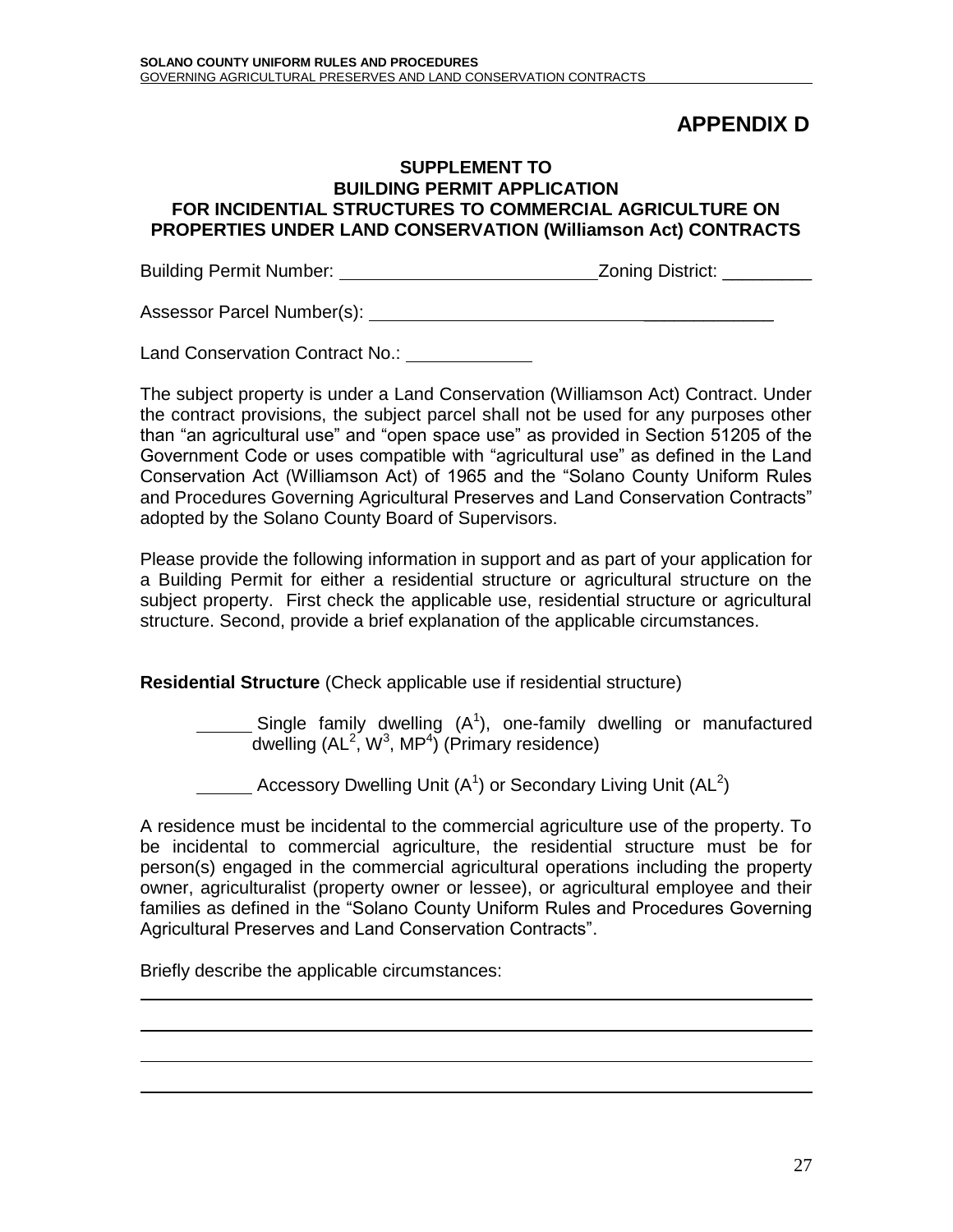# APPENDIX D

## SUPPLEMENT TO BUILDING PERMIT APPLICATION FOR INCIDENTIAL STRUCTURES TO COMMERCIAL AGRICULTURE ON PROPERTIES UNDER LAND CONSERVATION (Williamson Act) CONTRACTS

Building Permit Number: ______________________________ Zoning District: _________

Assessor Parcel Number(s): ______________________________________________

Land Conservation Contract No.: _____________

The subject property is under a Land Conservation (Williamson Act) Contract. Under the contract provisions, the subject parcel shall not be used for any purposes other than "an agricultural use" and "open space use" as provided in Section 51205 of the Government Code or uses compatible with "agricultural use" as defined in the Land Conservation Act (Williamson Act) of 1965 and the "Solano County Uniform Rules and Procedures Governing Agricultural Preserves and Land Conservation Contracts" adopted by the Solano County Board of Supervisors.

Please provide the following information in support and as part of your application for a Building Permit for either a residential structure or agricultural structure on the subject property. First check the applicable use, residential structure or agricultural structure. Second, provide a brief explanation of the applicable circumstances.

**Residential Structure** (Check applicable use if residential structure)

______ Single family dwelling (A[1]), one-family dwelling or manufactured dwelling (AL[2], W[3], MP[4]) (Primary residence)

______ Accessory Dwelling Unit (A[1]) or Secondary Living Unit (AL[2])

A residence must be incidental to the commercial agriculture use of the property. To be incidental to commercial agriculture, the residential structure must be for person(s) engaged in the commercial agricultural operations including the property owner, agriculturalist (property owner or lessee), or agricultural employee and their families as defined in the "Solano County Uniform Rules and Procedures Governing Agricultural Preserves and Land Conservation Contracts".

Briefly describe the applicable circumstances:

______________________________________________________________________

______________________________________________________________________

______________________________________________________________________

______________________________________________________________________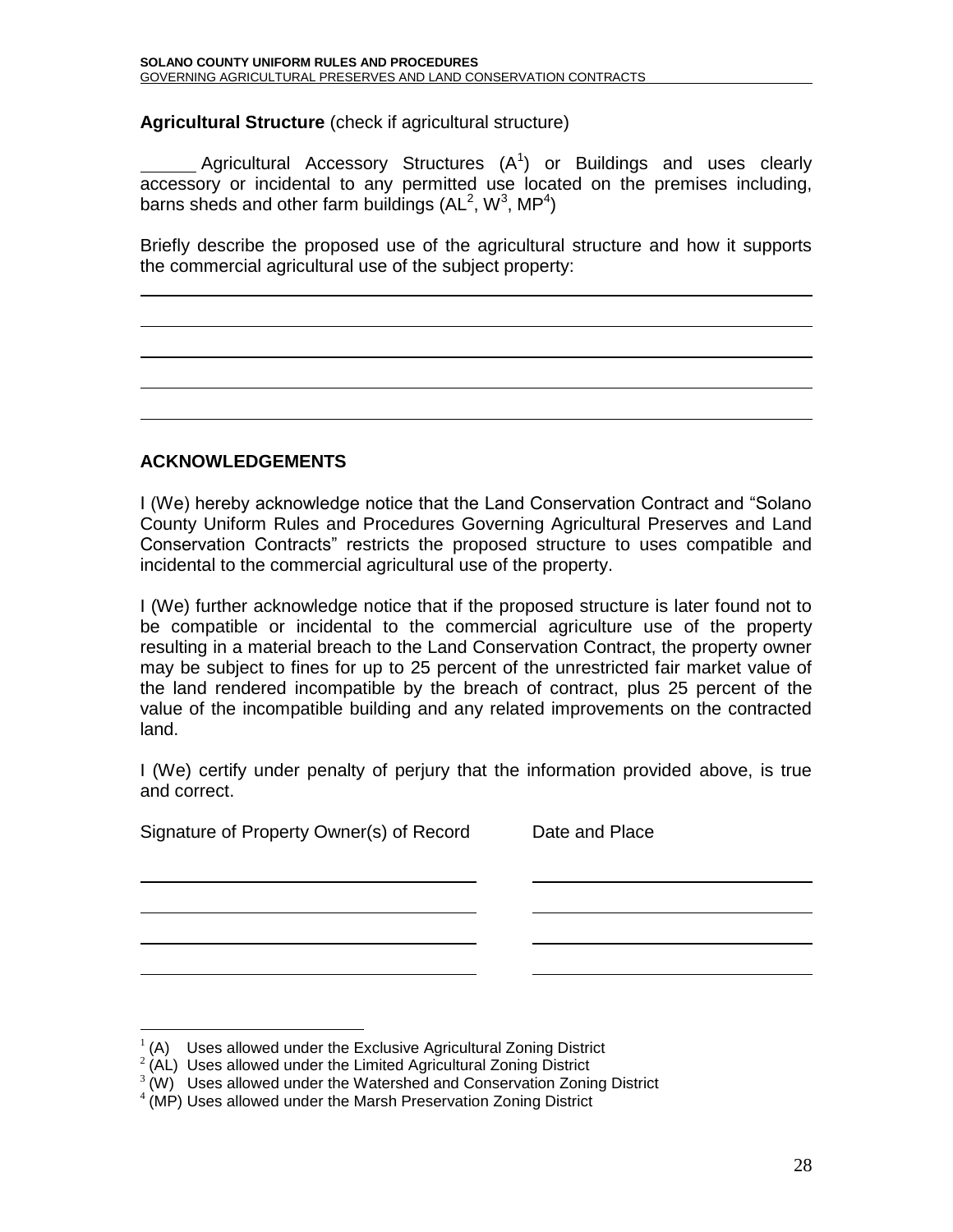**Agricultural Structure** (check if agricultural structure)

______ Agricultural Accessory Structures (A[1]) or Buildings and uses clearly accessory or incidental to any permitted use located on the premises including, barns sheds and other farm buildings (AL[2], W[3], MP[4])

Briefly describe the proposed use of the agricultural structure and how it supports the commercial agricultural use of the subject property:

______________________________________________________________________

______________________________________________________________________

______________________________________________________________________

______________________________________________________________________

______________________________________________________________________

**ACKNOWLEDGEMENTS**

I (We) hereby acknowledge notice that the Land Conservation Contract and "Solano County Uniform Rules and Procedures Governing Agricultural Preserves and Land Conservation Contracts" restricts the proposed structure to uses compatible and incidental to the commercial agricultural use of the property.

I (We) further acknowledge notice that if the proposed structure is later found not to be compatible or incidental to the commercial agriculture use of the property resulting in a material breach to the Land Conservation Contract, the property owner may be subject to fines for up to 25 percent of the unrestricted fair market value of the land rendered incompatible by the breach of contract, plus 25 percent of the value of the incompatible building and any related improvements on the contracted land.

I (We) certify under penalty of perjury that the information provided above, is true and correct.

| Signature of Property Owner(s) of Record | Date and Place |
|---|---|
| ______________________________ | ______________________________ |
| ______________________________ | ______________________________ |
| ______________________________ | ______________________________ |
| ______________________________ | ______________________________ |

[1] (A) Uses allowed under the Exclusive Agricultural Zoning District
[2] (AL) Uses allowed under the Limited Agricultural Zoning District
[3] (W) Uses allowed under the Watershed and Conservation Zoning District
[4] (MP) Uses allowed under the Marsh Preservation Zoning District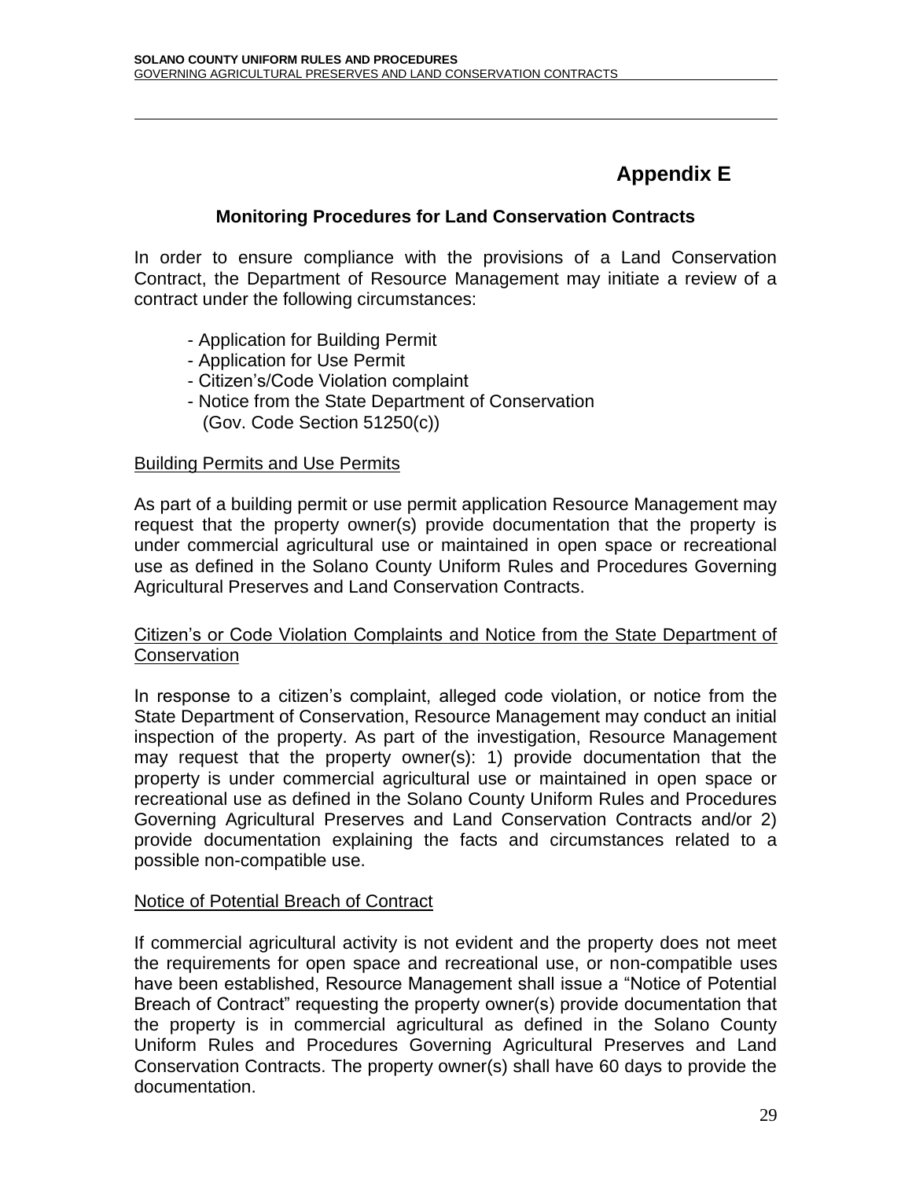# Appendix E

## Monitoring Procedures for Land Conservation Contracts

In order to ensure compliance with the provisions of a Land Conservation Contract, the Department of Resource Management may initiate a review of a contract under the following circumstances:

- Application for Building Permit
- Application for Use Permit
- Citizen's/Code Violation complaint
- Notice from the State Department of Conservation (Gov. Code Section 51250(c))

### Building Permits and Use Permits

As part of a building permit or use permit application Resource Management may request that the property owner(s) provide documentation that the property is under commercial agricultural use or maintained in open space or recreational use as defined in the Solano County Uniform Rules and Procedures Governing Agricultural Preserves and Land Conservation Contracts.

### Citizen's or Code Violation Complaints and Notice from the State Department of Conservation

In response to a citizen's complaint, alleged code violation, or notice from the State Department of Conservation, Resource Management may conduct an initial inspection of the property. As part of the investigation, Resource Management may request that the property owner(s): 1) provide documentation that the property is under commercial agricultural use or maintained in open space or recreational use as defined in the Solano County Uniform Rules and Procedures Governing Agricultural Preserves and Land Conservation Contracts and/or 2) provide documentation explaining the facts and circumstances related to a possible non-compatible use.

### Notice of Potential Breach of Contract

If commercial agricultural activity is not evident and the property does not meet the requirements for open space and recreational use, or non-compatible uses have been established, Resource Management shall issue a "Notice of Potential Breach of Contract" requesting the property owner(s) provide documentation that the property is in commercial agricultural as defined in the Solano County Uniform Rules and Procedures Governing Agricultural Preserves and Land Conservation Contracts. The property owner(s) shall have 60 days to provide the documentation.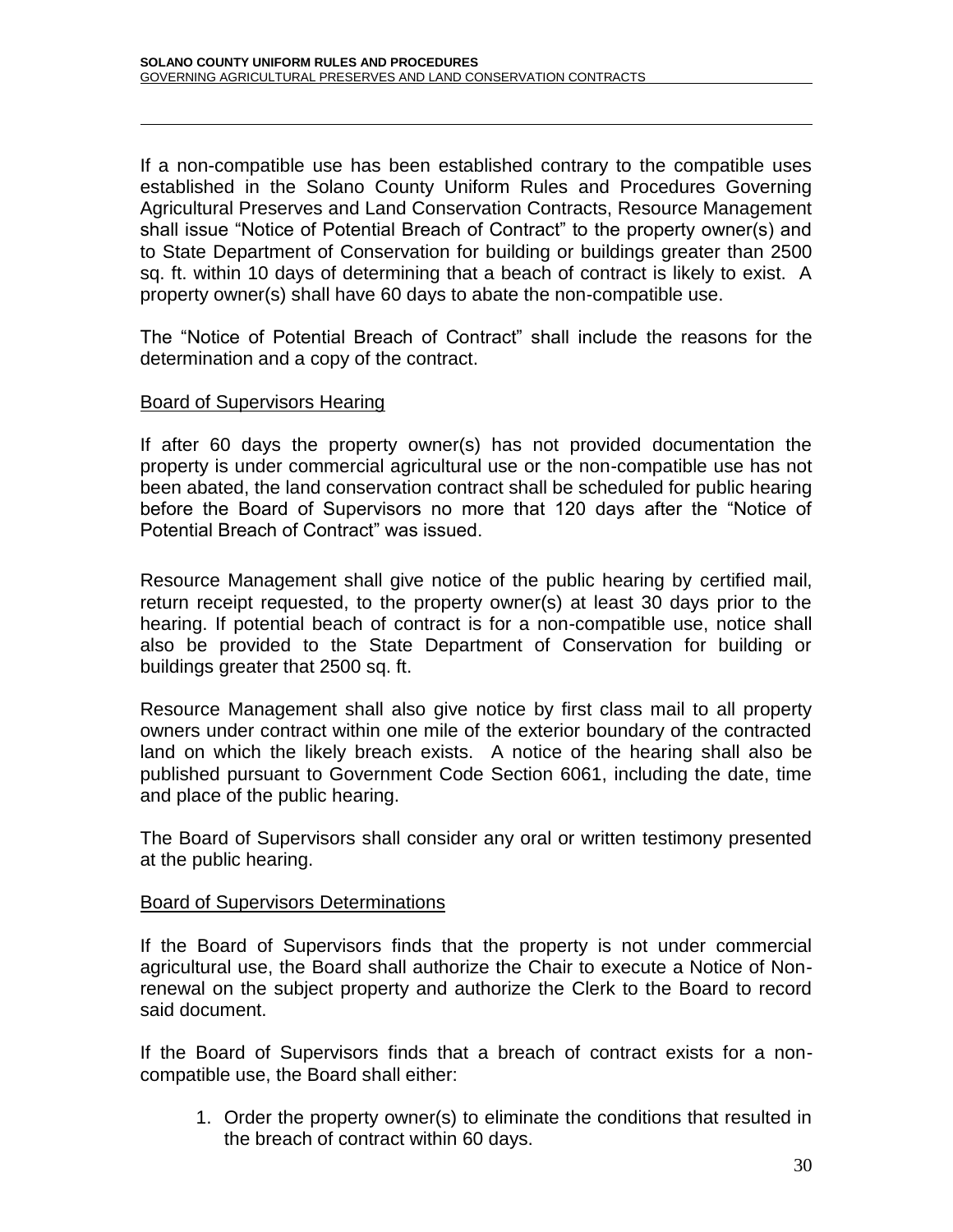If a non-compatible use has been established contrary to the compatible uses established in the Solano County Uniform Rules and Procedures Governing Agricultural Preserves and Land Conservation Contracts, Resource Management shall issue "Notice of Potential Breach of Contract" to the property owner(s) and to State Department of Conservation for building or buildings greater than 2500 sq. ft. within 10 days of determining that a beach of contract is likely to exist. A property owner(s) shall have 60 days to abate the non-compatible use.

The "Notice of Potential Breach of Contract" shall include the reasons for the determination and a copy of the contract.

Board of Supervisors Hearing

If after 60 days the property owner(s) has not provided documentation the property is under commercial agricultural use or the non-compatible use has not been abated, the land conservation contract shall be scheduled for public hearing before the Board of Supervisors no more that 120 days after the "Notice of Potential Breach of Contract" was issued.

Resource Management shall give notice of the public hearing by certified mail, return receipt requested, to the property owner(s) at least 30 days prior to the hearing. If potential beach of contract is for a non-compatible use, notice shall also be provided to the State Department of Conservation for building or buildings greater that 2500 sq. ft.

Resource Management shall also give notice by first class mail to all property owners under contract within one mile of the exterior boundary of the contracted land on which the likely breach exists. A notice of the hearing shall also be published pursuant to Government Code Section 6061, including the date, time and place of the public hearing.

The Board of Supervisors shall consider any oral or written testimony presented at the public hearing.

Board of Supervisors Determinations

If the Board of Supervisors finds that the property is not under commercial agricultural use, the Board shall authorize the Chair to execute a Notice of Non-renewal on the subject property and authorize the Clerk to the Board to record said document.

If the Board of Supervisors finds that a breach of contract exists for a non-compatible use, the Board shall either:

1. Order the property owner(s) to eliminate the conditions that resulted in the breach of contract within 60 days.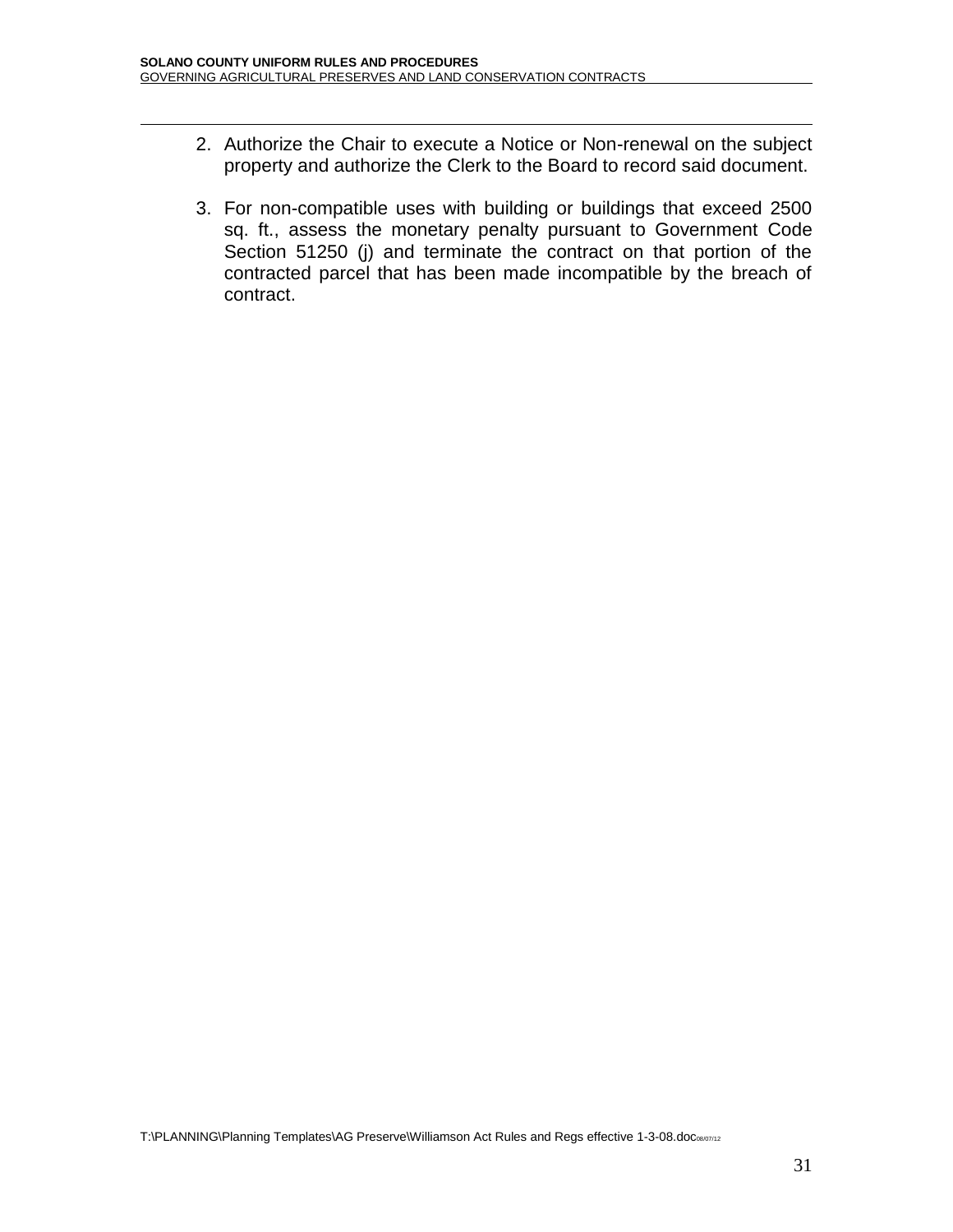2. Authorize the Chair to execute a Notice or Non-renewal on the subject property and authorize the Clerk to the Board to record said document.

3. For non-compatible uses with building or buildings that exceed 2500 sq. ft., assess the monetary penalty pursuant to Government Code Section 51250 (j) and terminate the contract on that portion of the contracted parcel that has been made incompatible by the breach of contract.